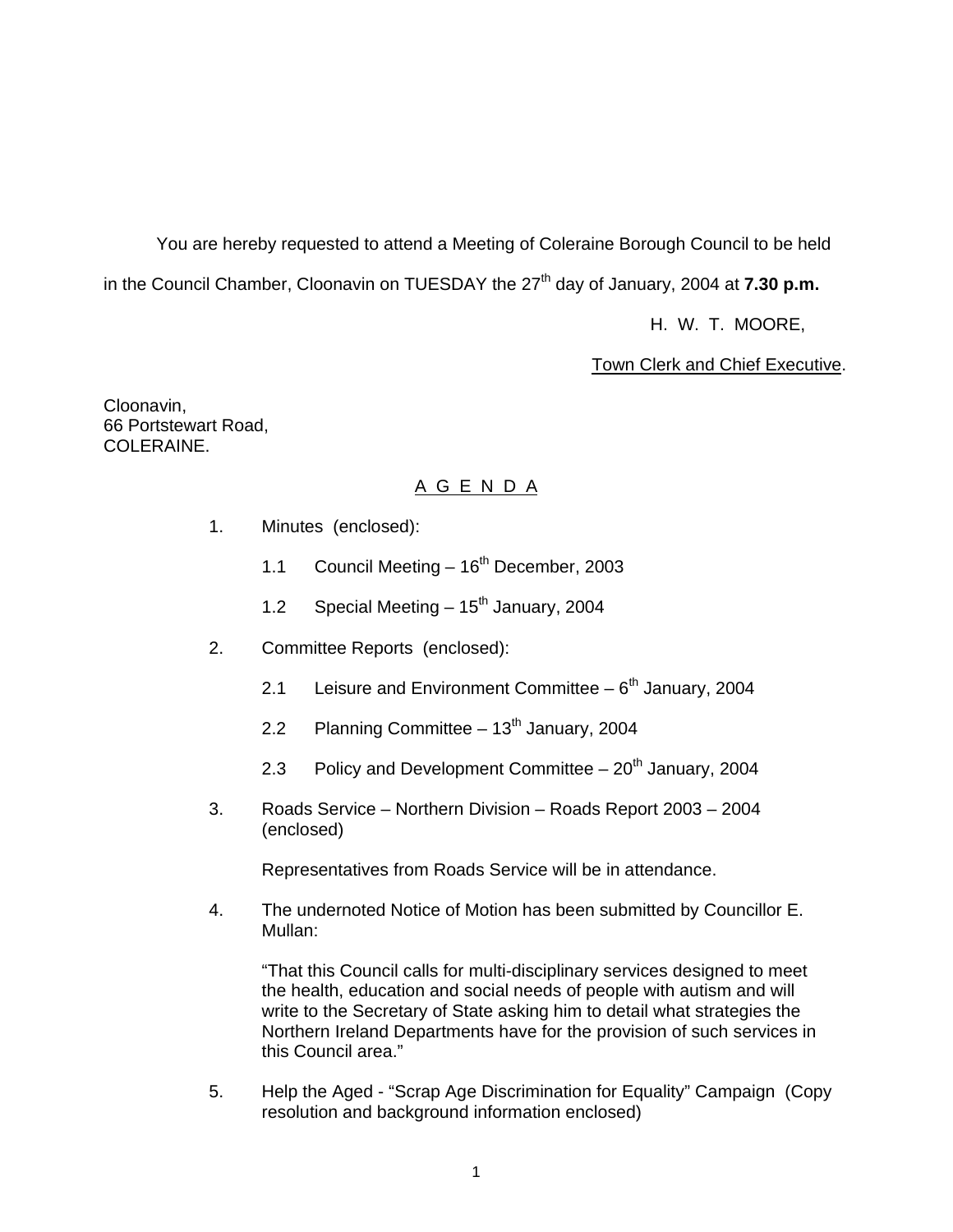You are hereby requested to attend a Meeting of Coleraine Borough Council to be held in the Council Chamber, Cloonavin on TUESDAY the 27th day of January, 2004 at **7.30 p.m.**

H. W. T. MOORE,

Town Clerk and Chief Executive.

Cloonavin,
66 Portstewart Road,
COLERAINE.

## A G E N D A

1. Minutes (enclosed):

   1.1 Council Meeting – 16th December, 2003

   1.2 Special Meeting – 15th January, 2004

2. Committee Reports (enclosed):

   2.1 Leisure and Environment Committee – 6th January, 2004

   2.2 Planning Committee – 13th January, 2004

   2.3 Policy and Development Committee – 20th January, 2004

3. Roads Service – Northern Division – Roads Report 2003 – 2004 (enclosed)

   Representatives from Roads Service will be in attendance.

4. The undernoted Notice of Motion has been submitted by Councillor E. Mullan:

   "That this Council calls for multi-disciplinary services designed to meet the health, education and social needs of people with autism and will write to the Secretary of State asking him to detail what strategies the Northern Ireland Departments have for the provision of such services in this Council area."

5. Help the Aged - "Scrap Age Discrimination for Equality" Campaign (Copy resolution and background information enclosed)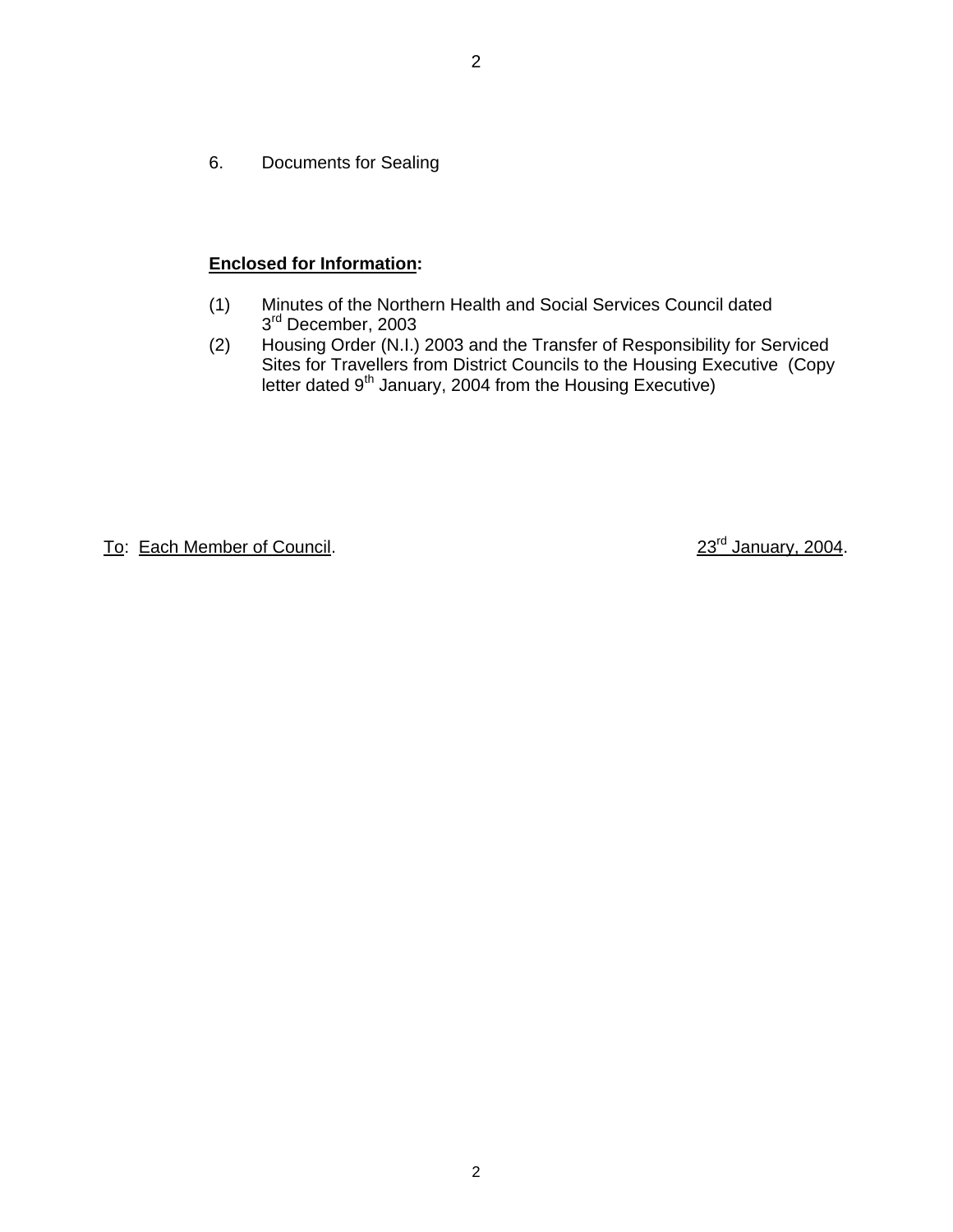6. Documents for Sealing

**Enclosed for Information:**

(1) Minutes of the Northern Health and Social Services Council dated 3rd December, 2003

(2) Housing Order (N.I.) 2003 and the Transfer of Responsibility for Serviced Sites for Travellers from District Councils to the Housing Executive (Copy letter dated 9th January, 2004 from the Housing Executive)

To: Each Member of Council. 23rd January, 2004.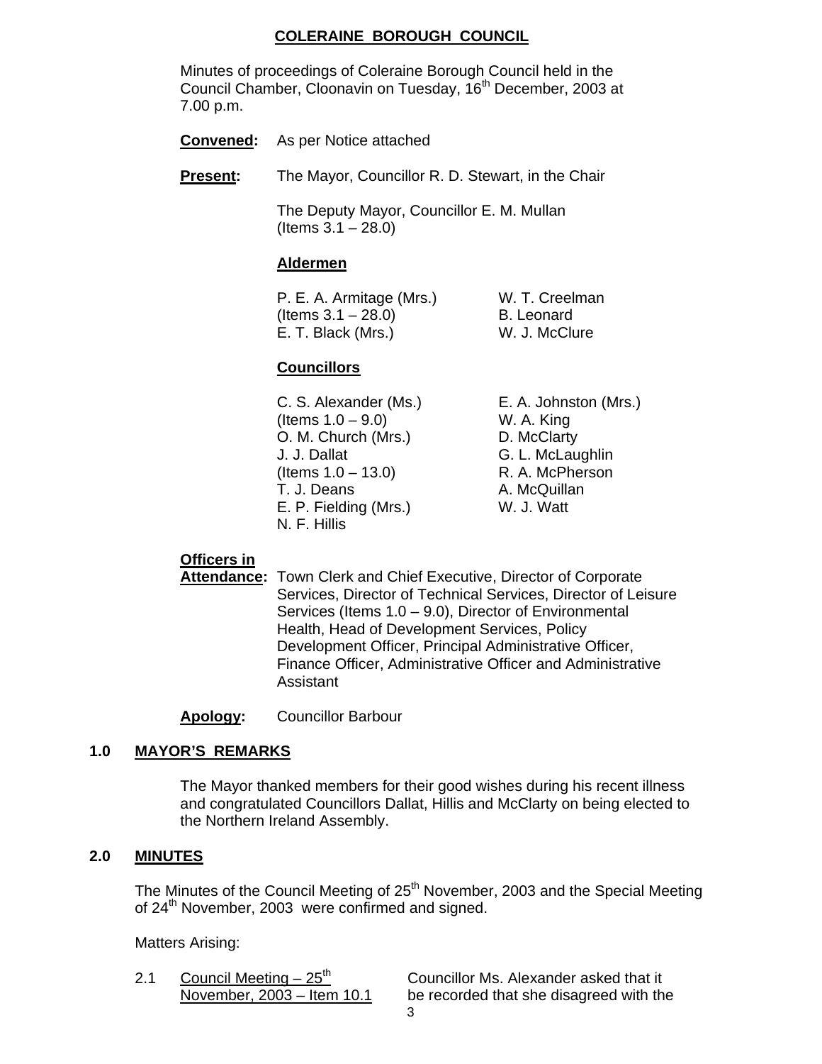# COLERAINE BOROUGH COUNCIL

Minutes of proceedings of Coleraine Borough Council held in the Council Chamber, Cloonavin on Tuesday, 16th December, 2003 at 7.00 p.m.

**Convened:** As per Notice attached

**Present:** The Mayor, Councillor R. D. Stewart, in the Chair

The Deputy Mayor, Councillor E. M. Mullan (Items 3.1 – 28.0)

**Aldermen**

P. E. A. Armitage (Mrs.) (Items 3.1 – 28.0)
E. T. Black (Mrs.)
W. T. Creelman
B. Leonard
W. J. McClure

**Councillors**

C. S. Alexander (Ms.) (Items 1.0 – 9.0)
O. M. Church (Mrs.)
J. J. Dallat (Items 1.0 – 13.0)
T. J. Deans
E. P. Fielding (Mrs.)
N. F. Hillis
E. A. Johnston (Mrs.)
W. A. King
D. McClarty
G. L. McLaughlin
R. A. McPherson
A. McQuillan
W. J. Watt

**Officers in Attendance:** Town Clerk and Chief Executive, Director of Corporate Services, Director of Technical Services, Director of Leisure Services (Items 1.0 – 9.0), Director of Environmental Health, Head of Development Services, Policy Development Officer, Principal Administrative Officer, Finance Officer, Administrative Officer and Administrative Assistant

**Apology:** Councillor Barbour

## 1.0 MAYOR'S REMARKS

The Mayor thanked members for their good wishes during his recent illness and congratulated Councillors Dallat, Hillis and McClarty on being elected to the Northern Ireland Assembly.

## 2.0 MINUTES

The Minutes of the Council Meeting of 25th November, 2003 and the Special Meeting of 24th November, 2003 were confirmed and signed.

Matters Arising:

2.1 Council Meeting – 25th November, 2003 – Item 10.1

Councillor Ms. Alexander asked that it be recorded that she disagreed with the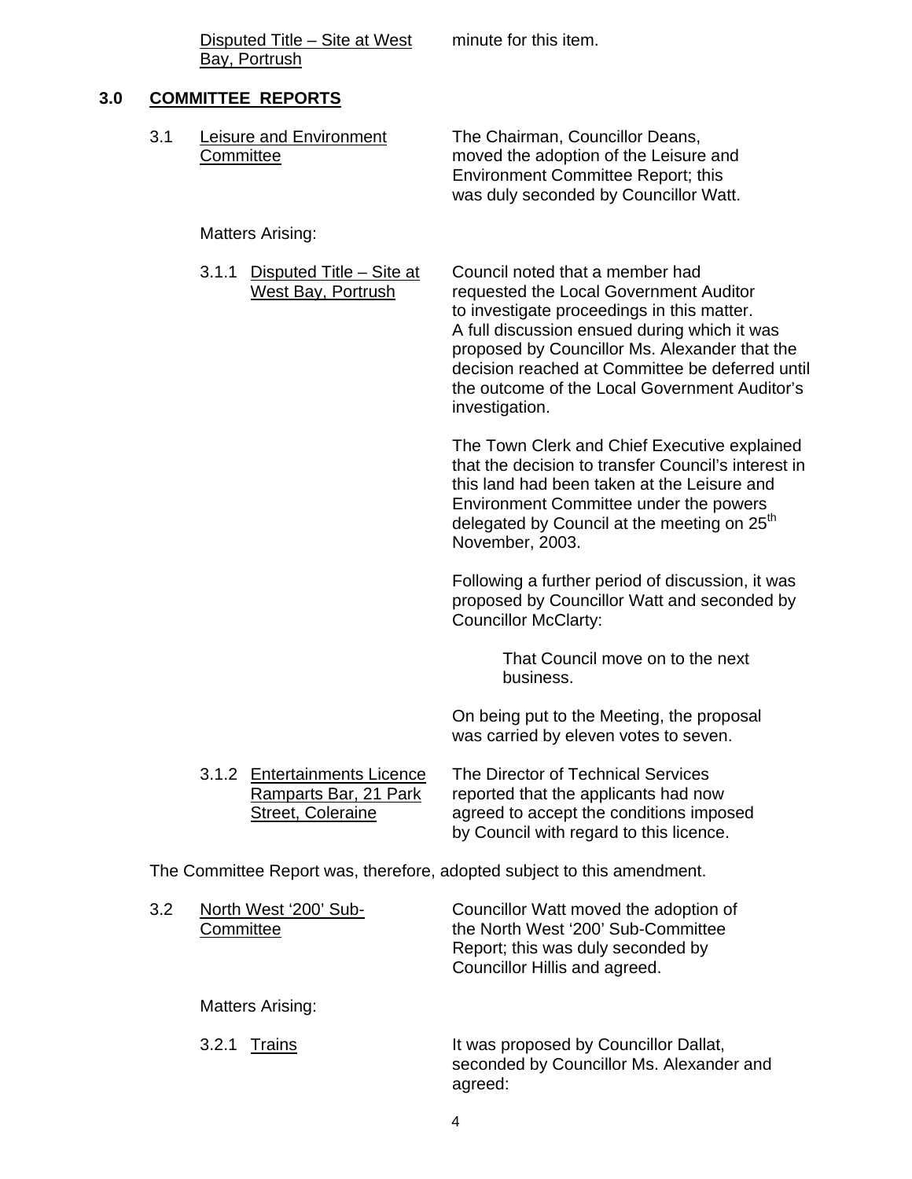Disputed Title – Site at West Bay, Portrush — minute for this item.

## 3.0 COMMITTEE REPORTS

3.1 Leisure and Environment Committee

The Chairman, Councillor Deans, moved the adoption of the Leisure and Environment Committee Report; this was duly seconded by Councillor Watt.

Matters Arising:

3.1.1 Disputed Title – Site at West Bay, Portrush

Council noted that a member had requested the Local Government Auditor to investigate proceedings in this matter. A full discussion ensued during which it was proposed by Councillor Ms. Alexander that the decision reached at Committee be deferred until the outcome of the Local Government Auditor's investigation.

The Town Clerk and Chief Executive explained that the decision to transfer Council's interest in this land had been taken at the Leisure and Environment Committee under the powers delegated by Council at the meeting on 25th November, 2003.

Following a further period of discussion, it was proposed by Councillor Watt and seconded by Councillor McClarty:

> That Council move on to the next business.

On being put to the Meeting, the proposal was carried by eleven votes to seven.

3.1.2 Entertainments Licence Ramparts Bar, 21 Park Street, Coleraine

The Director of Technical Services reported that the applicants had now agreed to accept the conditions imposed by Council with regard to this licence.

The Committee Report was, therefore, adopted subject to this amendment.

3.2 North West '200' Sub-Committee

Councillor Watt moved the adoption of the North West '200' Sub-Committee Report; this was duly seconded by Councillor Hillis and agreed.

Matters Arising:

3.2.1 Trains

It was proposed by Councillor Dallat, seconded by Councillor Ms. Alexander and agreed: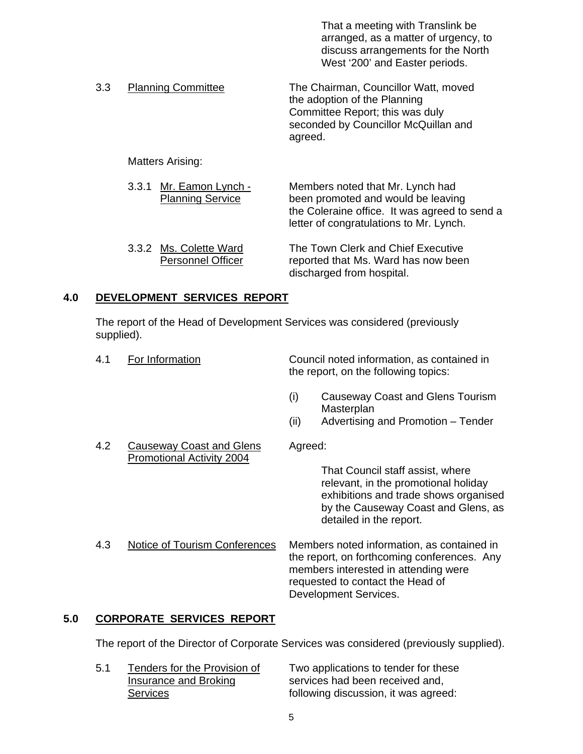That a meeting with Translink be arranged, as a matter of urgency, to discuss arrangements for the North West '200' and Easter periods.

3.3 Planning Committee

The Chairman, Councillor Watt, moved the adoption of the Planning Committee Report; this was duly seconded by Councillor McQuillan and agreed.

Matters Arising:

3.3.1 Mr. Eamon Lynch - Planning Service

Members noted that Mr. Lynch had been promoted and would be leaving the Coleraine office. It was agreed to send a letter of congratulations to Mr. Lynch.

3.3.2 Ms. Colette Ward Personnel Officer

The Town Clerk and Chief Executive reported that Ms. Ward has now been discharged from hospital.

## 4.0 DEVELOPMENT SERVICES REPORT

The report of the Head of Development Services was considered (previously supplied).

4.1 For Information

Council noted information, as contained in the report, on the following topics:

(i) Causeway Coast and Glens Tourism Masterplan
(ii) Advertising and Promotion – Tender

4.2 Causeway Coast and Glens Promotional Activity 2004

Agreed:

That Council staff assist, where relevant, in the promotional holiday exhibitions and trade shows organised by the Causeway Coast and Glens, as detailed in the report.

4.3 Notice of Tourism Conferences

Members noted information, as contained in the report, on forthcoming conferences. Any members interested in attending were requested to contact the Head of Development Services.

## 5.0 CORPORATE SERVICES REPORT

The report of the Director of Corporate Services was considered (previously supplied).

5.1 Tenders for the Provision of Insurance and Broking Services

Two applications to tender for these services had been received and, following discussion, it was agreed: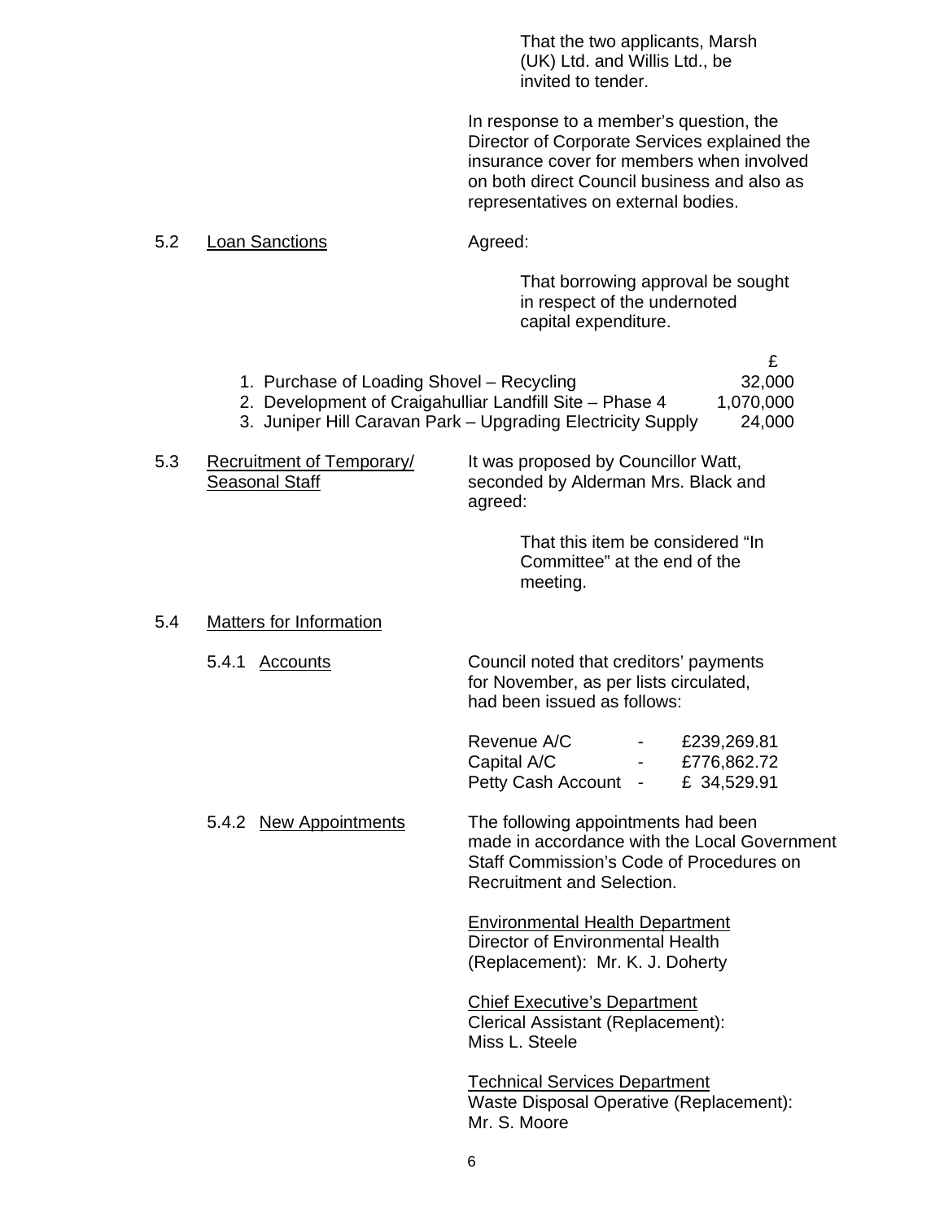> That the two applicants, Marsh (UK) Ltd. and Willis Ltd., be invited to tender.

In response to a member's question, the Director of Corporate Services explained the insurance cover for members when involved on both direct Council business and also as representatives on external bodies.

5.2 Loan Sanctions

Agreed:

> That borrowing approval be sought in respect of the undernoted capital expenditure.

| | £ |
|---|---|
| 1. Purchase of Loading Shovel – Recycling | 32,000 |
| 2. Development of Craigahulliar Landfill Site – Phase 4 | 1,070,000 |
| 3. Juniper Hill Caravan Park – Upgrading Electricity Supply | 24,000 |

5.3 Recruitment of Temporary/ Seasonal Staff

It was proposed by Councillor Watt, seconded by Alderman Mrs. Black and agreed:

> That this item be considered "In Committee" at the end of the meeting.

5.4 Matters for Information

5.4.1 Accounts

Council noted that creditors' payments for November, as per lists circulated, had been issued as follows:

| | | |
|---|---|---|
| Revenue A/C | - | £239,269.81 |
| Capital A/C | - | £776,862.72 |
| Petty Cash Account | - | £ 34,529.91 |

5.4.2 New Appointments

The following appointments had been made in accordance with the Local Government Staff Commission's Code of Procedures on Recruitment and Selection.

Environmental Health Department
Director of Environmental Health (Replacement): Mr. K. J. Doherty

Chief Executive's Department
Clerical Assistant (Replacement): Miss L. Steele

Technical Services Department
Waste Disposal Operative (Replacement): Mr. S. Moore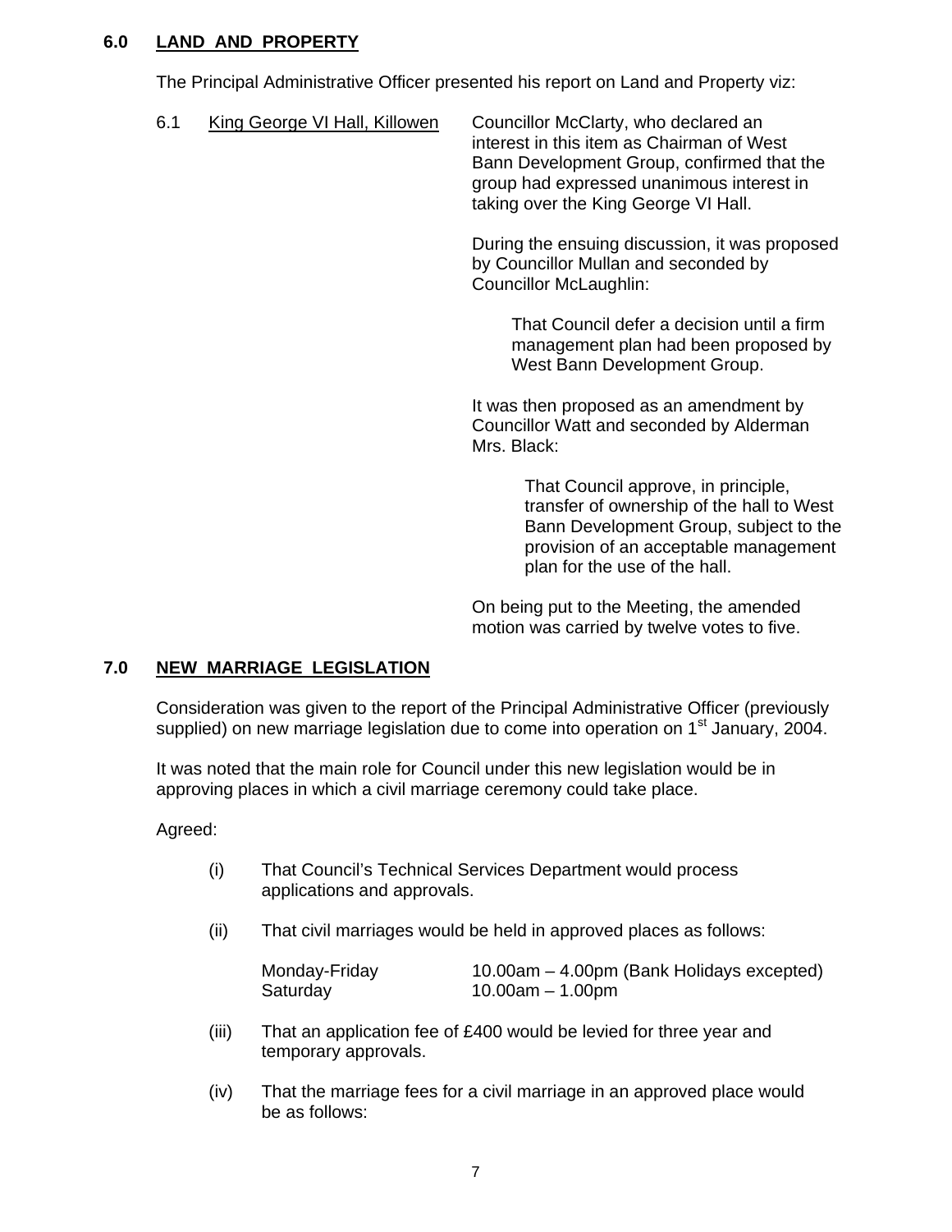## 6.0 LAND AND PROPERTY

The Principal Administrative Officer presented his report on Land and Property viz:

6.1 King George VI Hall, Killowen

Councillor McClarty, who declared an interest in this item as Chairman of West Bann Development Group, confirmed that the group had expressed unanimous interest in taking over the King George VI Hall.

During the ensuing discussion, it was proposed by Councillor Mullan and seconded by Councillor McLaughlin:

> That Council defer a decision until a firm management plan had been proposed by West Bann Development Group.

It was then proposed as an amendment by Councillor Watt and seconded by Alderman Mrs. Black:

> That Council approve, in principle, transfer of ownership of the hall to West Bann Development Group, subject to the provision of an acceptable management plan for the use of the hall.

On being put to the Meeting, the amended motion was carried by twelve votes to five.

## 7.0 NEW MARRIAGE LEGISLATION

Consideration was given to the report of the Principal Administrative Officer (previously supplied) on new marriage legislation due to come into operation on 1st January, 2004.

It was noted that the main role for Council under this new legislation would be in approving places in which a civil marriage ceremony could take place.

Agreed:

(i) That Council's Technical Services Department would process applications and approvals.

(ii) That civil marriages would be held in approved places as follows:

| | |
|---|---|
| Monday-Friday | 10.00am – 4.00pm (Bank Holidays excepted) |
| Saturday | 10.00am – 1.00pm |

(iii) That an application fee of £400 would be levied for three year and temporary approvals.

(iv) That the marriage fees for a civil marriage in an approved place would be as follows: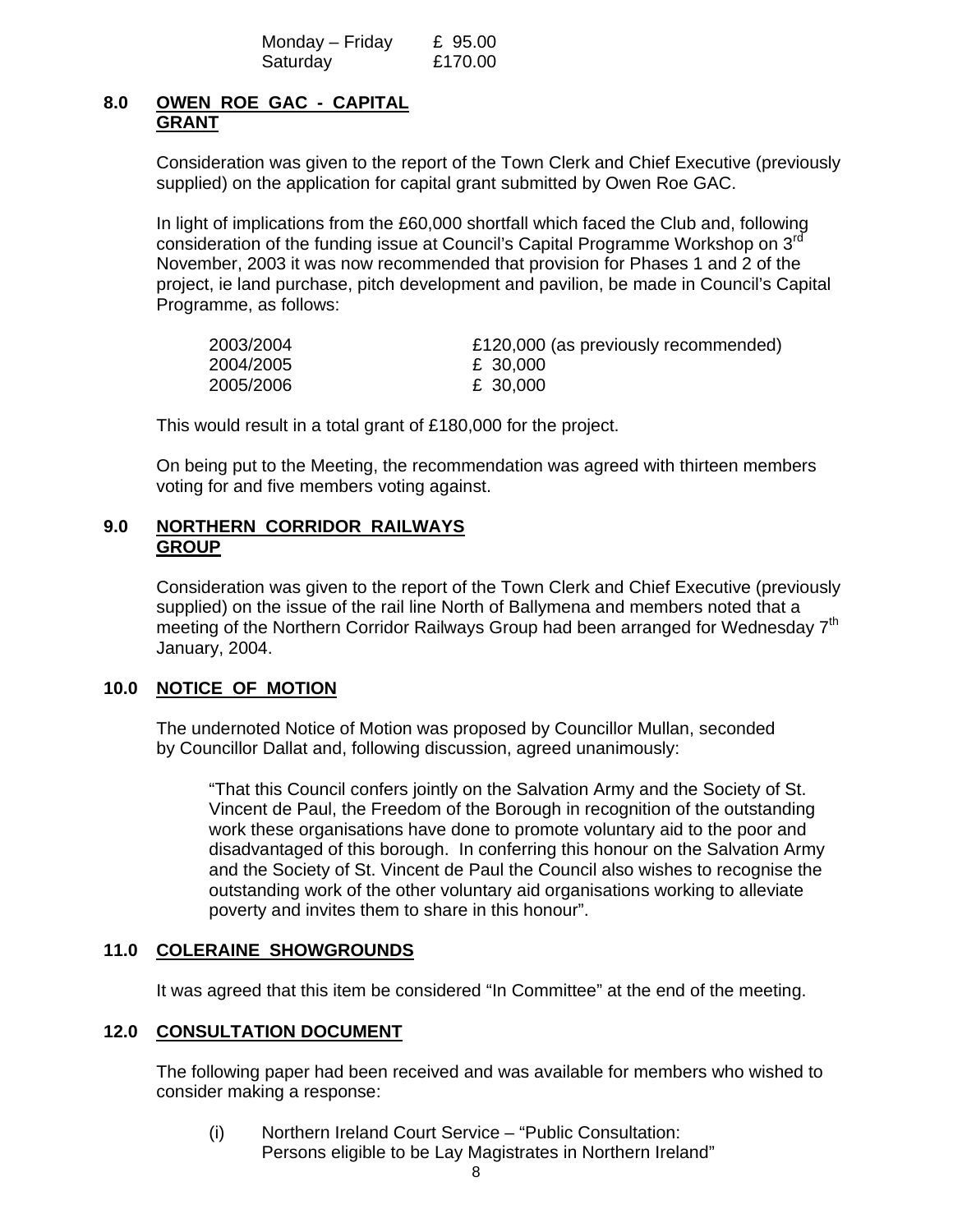| | |
|---|---|
| Monday – Friday | £ 95.00 |
| Saturday | £170.00 |

## 8.0 OWEN ROE GAC - CAPITAL GRANT

Consideration was given to the report of the Town Clerk and Chief Executive (previously supplied) on the application for capital grant submitted by Owen Roe GAC.

In light of implications from the £60,000 shortfall which faced the Club and, following consideration of the funding issue at Council's Capital Programme Workshop on 3rd November, 2003 it was now recommended that provision for Phases 1 and 2 of the project, ie land purchase, pitch development and pavilion, be made in Council's Capital Programme, as follows:

| | |
|---|---|
| 2003/2004 | £120,000 (as previously recommended) |
| 2004/2005 | £ 30,000 |
| 2005/2006 | £ 30,000 |

This would result in a total grant of £180,000 for the project.

On being put to the Meeting, the recommendation was agreed with thirteen members voting for and five members voting against.

## 9.0 NORTHERN CORRIDOR RAILWAYS GROUP

Consideration was given to the report of the Town Clerk and Chief Executive (previously supplied) on the issue of the rail line North of Ballymena and members noted that a meeting of the Northern Corridor Railways Group had been arranged for Wednesday 7th January, 2004.

## 10.0 NOTICE OF MOTION

The undernoted Notice of Motion was proposed by Councillor Mullan, seconded by Councillor Dallat and, following discussion, agreed unanimously:

> "That this Council confers jointly on the Salvation Army and the Society of St. Vincent de Paul, the Freedom of the Borough in recognition of the outstanding work these organisations have done to promote voluntary aid to the poor and disadvantaged of this borough. In conferring this honour on the Salvation Army and the Society of St. Vincent de Paul the Council also wishes to recognise the outstanding work of the other voluntary aid organisations working to alleviate poverty and invites them to share in this honour".

## 11.0 COLERAINE SHOWGROUNDS

It was agreed that this item be considered "In Committee" at the end of the meeting.

## 12.0 CONSULTATION DOCUMENT

The following paper had been received and was available for members who wished to consider making a response:

(i) Northern Ireland Court Service – "Public Consultation: Persons eligible to be Lay Magistrates in Northern Ireland"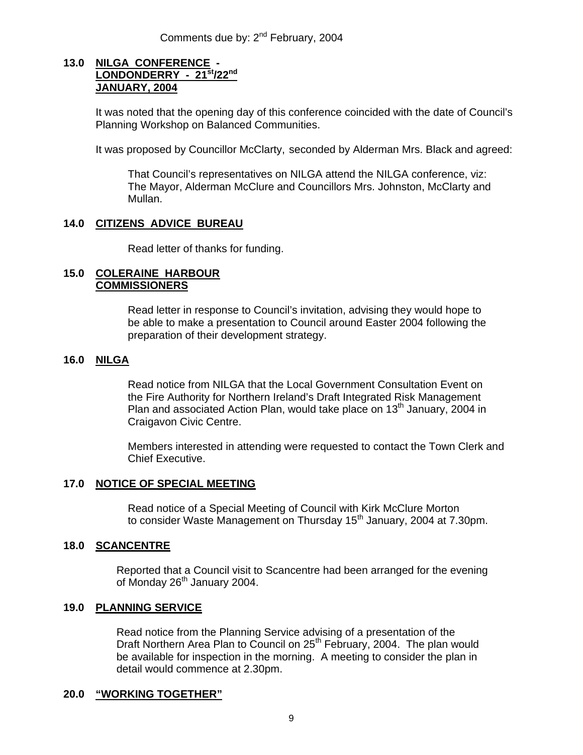Comments due by: 2nd February, 2004

## 13.0 NILGA CONFERENCE - LONDONDERRY - 21st/22nd JANUARY, 2004

It was noted that the opening day of this conference coincided with the date of Council's Planning Workshop on Balanced Communities.

It was proposed by Councillor McClarty, seconded by Alderman Mrs. Black and agreed:

> That Council's representatives on NILGA attend the NILGA conference, viz: The Mayor, Alderman McClure and Councillors Mrs. Johnston, McClarty and Mullan.

## 14.0 CITIZENS ADVICE BUREAU

Read letter of thanks for funding.

## 15.0 COLERAINE HARBOUR COMMISSIONERS

Read letter in response to Council's invitation, advising they would hope to be able to make a presentation to Council around Easter 2004 following the preparation of their development strategy.

## 16.0 NILGA

Read notice from NILGA that the Local Government Consultation Event on the Fire Authority for Northern Ireland's Draft Integrated Risk Management Plan and associated Action Plan, would take place on 13th January, 2004 in Craigavon Civic Centre.

Members interested in attending were requested to contact the Town Clerk and Chief Executive.

## 17.0 NOTICE OF SPECIAL MEETING

Read notice of a Special Meeting of Council with Kirk McClure Morton to consider Waste Management on Thursday 15th January, 2004 at 7.30pm.

## 18.0 SCANCENTRE

Reported that a Council visit to Scancentre had been arranged for the evening of Monday 26th January 2004.

## 19.0 PLANNING SERVICE

Read notice from the Planning Service advising of a presentation of the Draft Northern Area Plan to Council on 25th February, 2004. The plan would be available for inspection in the morning. A meeting to consider the plan in detail would commence at 2.30pm.

## 20.0 "WORKING TOGETHER"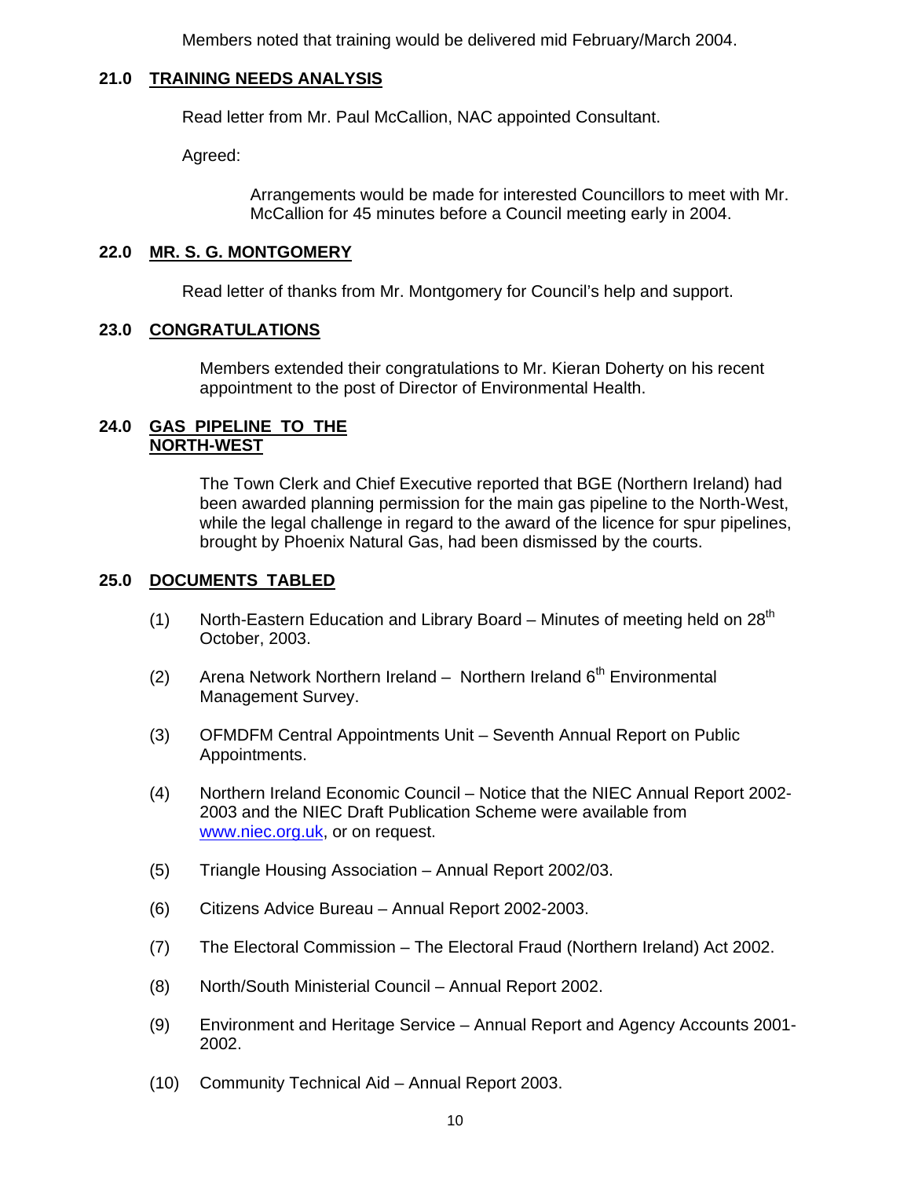Members noted that training would be delivered mid February/March 2004.

## 21.0 TRAINING NEEDS ANALYSIS

Read letter from Mr. Paul McCallion, NAC appointed Consultant.

Agreed:

> Arrangements would be made for interested Councillors to meet with Mr. McCallion for 45 minutes before a Council meeting early in 2004.

## 22.0 MR. S. G. MONTGOMERY

Read letter of thanks from Mr. Montgomery for Council's help and support.

## 23.0 CONGRATULATIONS

Members extended their congratulations to Mr. Kieran Doherty on his recent appointment to the post of Director of Environmental Health.

## 24.0 GAS PIPELINE TO THE NORTH-WEST

The Town Clerk and Chief Executive reported that BGE (Northern Ireland) had been awarded planning permission for the main gas pipeline to the North-West, while the legal challenge in regard to the award of the licence for spur pipelines, brought by Phoenix Natural Gas, had been dismissed by the courts.

## 25.0 DOCUMENTS TABLED

(1) North-Eastern Education and Library Board – Minutes of meeting held on 28th October, 2003.

(2) Arena Network Northern Ireland – Northern Ireland 6th Environmental Management Survey.

(3) OFMDFM Central Appointments Unit – Seventh Annual Report on Public Appointments.

(4) Northern Ireland Economic Council – Notice that the NIEC Annual Report 2002-2003 and the NIEC Draft Publication Scheme were available from www.niec.org.uk, or on request.

(5) Triangle Housing Association – Annual Report 2002/03.

(6) Citizens Advice Bureau – Annual Report 2002-2003.

(7) The Electoral Commission – The Electoral Fraud (Northern Ireland) Act 2002.

(8) North/South Ministerial Council – Annual Report 2002.

(9) Environment and Heritage Service – Annual Report and Agency Accounts 2001-2002.

(10) Community Technical Aid – Annual Report 2003.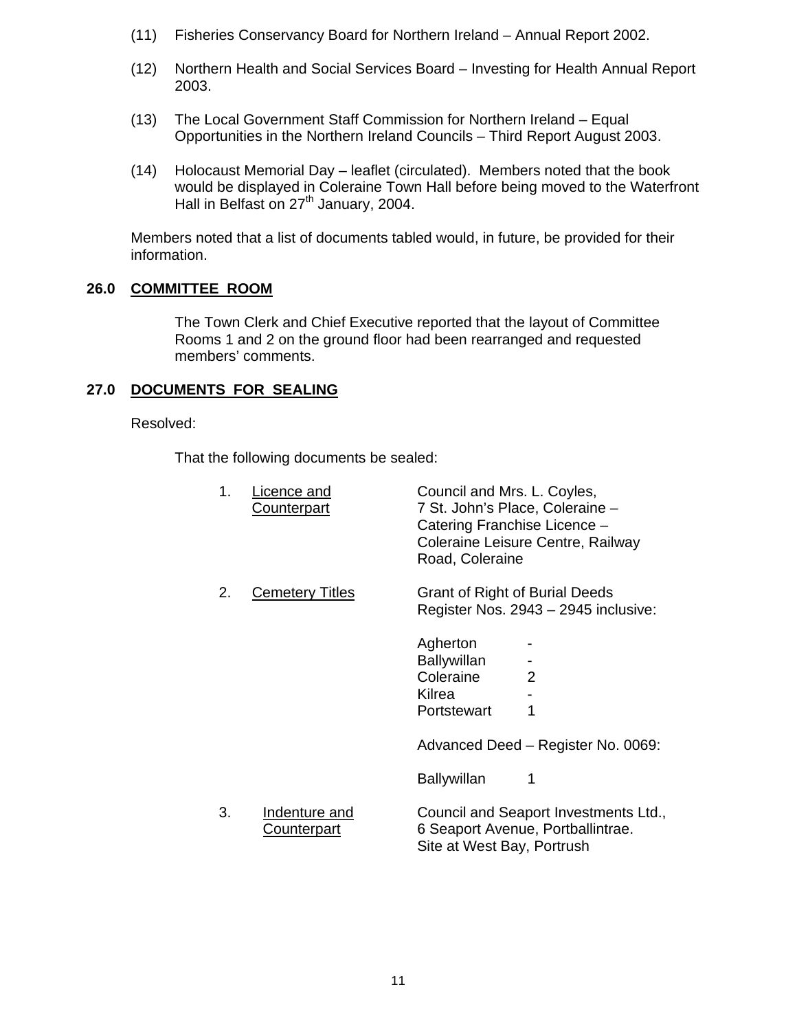(11) Fisheries Conservancy Board for Northern Ireland – Annual Report 2002.

(12) Northern Health and Social Services Board – Investing for Health Annual Report 2003.

(13) The Local Government Staff Commission for Northern Ireland – Equal Opportunities in the Northern Ireland Councils – Third Report August 2003.

(14) Holocaust Memorial Day – leaflet (circulated). Members noted that the book would be displayed in Coleraine Town Hall before being moved to the Waterfront Hall in Belfast on 27th January, 2004.

Members noted that a list of documents tabled would, in future, be provided for their information.

## 26.0 COMMITTEE ROOM

The Town Clerk and Chief Executive reported that the layout of Committee Rooms 1 and 2 on the ground floor had been rearranged and requested members' comments.

## 27.0 DOCUMENTS FOR SEALING

Resolved:

That the following documents be sealed:

1. Licence and Counterpart — Council and Mrs. L. Coyles, 7 St. John's Place, Coleraine – Catering Franchise Licence – Coleraine Leisure Centre, Railway Road, Coleraine

2. Cemetery Titles — Grant of Right of Burial Deeds Register Nos. 2943 – 2945 inclusive:

| | |
|---|---|
| Agherton | - |
| Ballywillan | - |
| Coleraine | 2 |
| Kilrea | - |
| Portstewart | 1 |

Advanced Deed – Register No. 0069:

| | |
|---|---|
| Ballywillan | 1 |

3. Indenture and Counterpart — Council and Seaport Investments Ltd., 6 Seaport Avenue, Portballintrae. Site at West Bay, Portrush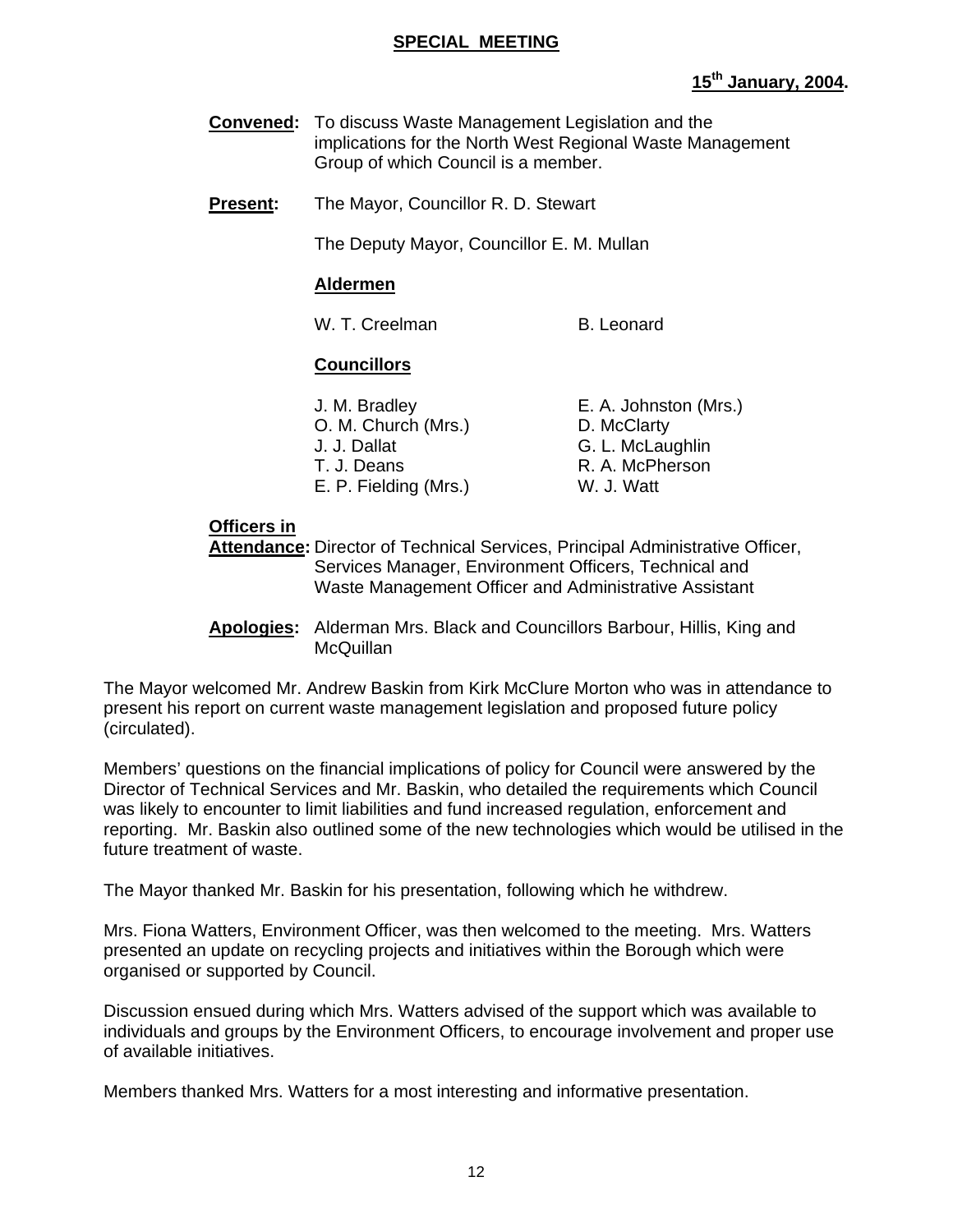**SPECIAL MEETING**

**15th January, 2004.**

**Convened:** To discuss Waste Management Legislation and the implications for the North West Regional Waste Management Group of which Council is a member.

**Present:** The Mayor, Councillor R. D. Stewart

The Deputy Mayor, Councillor E. M. Mullan

**Aldermen**

| | |
|---|---|
| W. T. Creelman | B. Leonard |

**Councillors**

| | |
|---|---|
| J. M. Bradley | E. A. Johnston (Mrs.) |
| O. M. Church (Mrs.) | D. McClarty |
| J. J. Dallat | G. L. McLaughlin |
| T. J. Deans | R. A. McPherson |
| E. P. Fielding (Mrs.) | W. J. Watt |

**Officers in Attendance:** Director of Technical Services, Principal Administrative Officer, Services Manager, Environment Officers, Technical and Waste Management Officer and Administrative Assistant

**Apologies:** Alderman Mrs. Black and Councillors Barbour, Hillis, King and McQuillan

The Mayor welcomed Mr. Andrew Baskin from Kirk McClure Morton who was in attendance to present his report on current waste management legislation and proposed future policy (circulated).

Members' questions on the financial implications of policy for Council were answered by the Director of Technical Services and Mr. Baskin, who detailed the requirements which Council was likely to encounter to limit liabilities and fund increased regulation, enforcement and reporting. Mr. Baskin also outlined some of the new technologies which would be utilised in the future treatment of waste.

The Mayor thanked Mr. Baskin for his presentation, following which he withdrew.

Mrs. Fiona Watters, Environment Officer, was then welcomed to the meeting. Mrs. Watters presented an update on recycling projects and initiatives within the Borough which were organised or supported by Council.

Discussion ensued during which Mrs. Watters advised of the support which was available to individuals and groups by the Environment Officers, to encourage involvement and proper use of available initiatives.

Members thanked Mrs. Watters for a most interesting and informative presentation.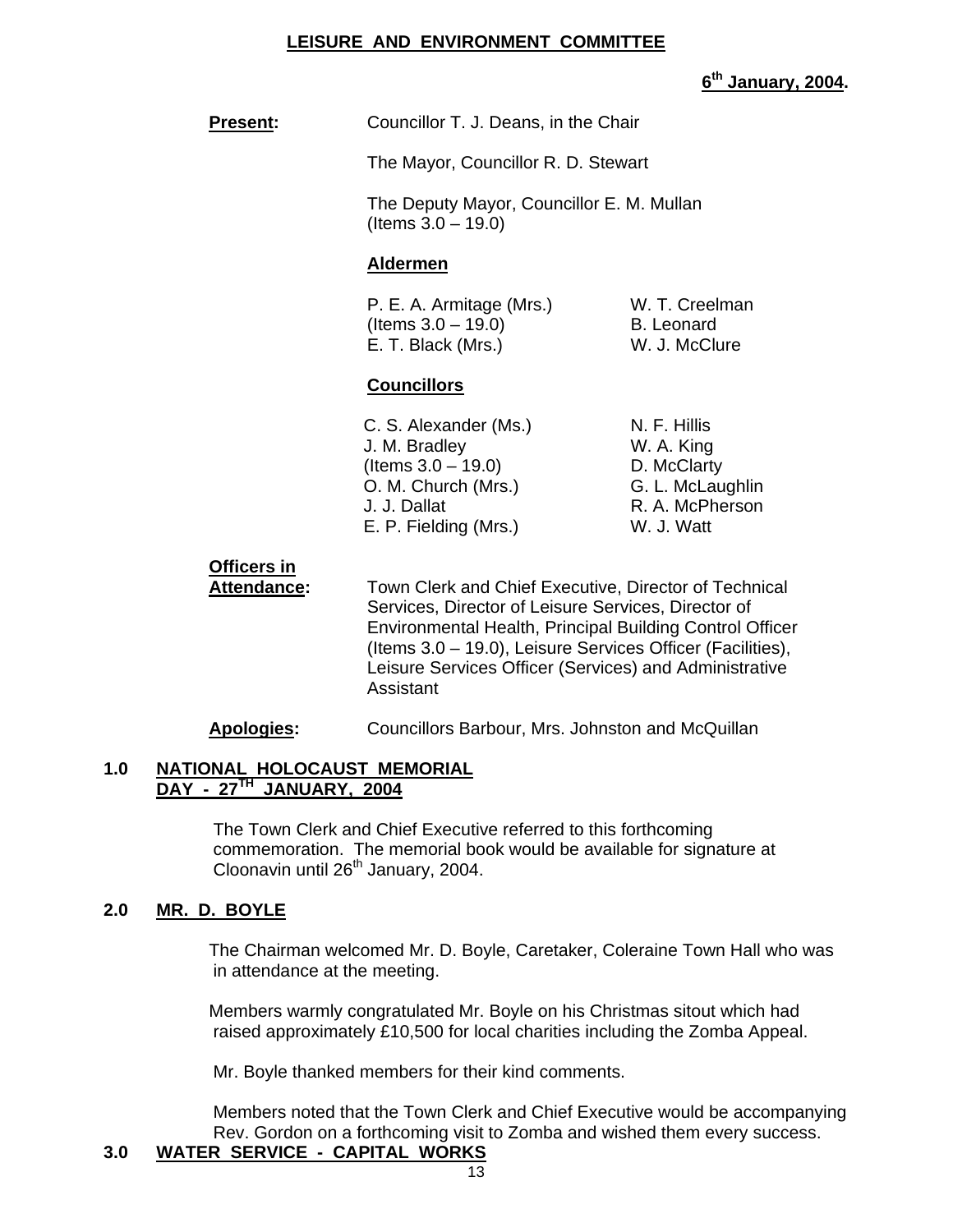**LEISURE AND ENVIRONMENT COMMITTEE**

**6th January, 2004.**

**Present:** Councillor T. J. Deans, in the Chair

The Mayor, Councillor R. D. Stewart

The Deputy Mayor, Councillor E. M. Mullan (Items 3.0 – 19.0)

**Aldermen**

P. E. A. Armitage (Mrs.) (Items 3.0 – 19.0)
E. T. Black (Mrs.)
W. T. Creelman
B. Leonard
W. J. McClure

**Councillors**

C. S. Alexander (Ms.)
J. M. Bradley (Items 3.0 – 19.0)
O. M. Church (Mrs.)
J. J. Dallat
E. P. Fielding (Mrs.)
N. F. Hillis
W. A. King
D. McClarty
G. L. McLaughlin
R. A. McPherson
W. J. Watt

**Officers in Attendance:** Town Clerk and Chief Executive, Director of Technical Services, Director of Leisure Services, Director of Environmental Health, Principal Building Control Officer (Items 3.0 – 19.0), Leisure Services Officer (Facilities), Leisure Services Officer (Services) and Administrative Assistant

**Apologies:** Councillors Barbour, Mrs. Johnston and McQuillan

## 1.0 NATIONAL HOLOCAUST MEMORIAL DAY - 27TH JANUARY, 2004

The Town Clerk and Chief Executive referred to this forthcoming commemoration. The memorial book would be available for signature at Cloonavin until 26th January, 2004.

## 2.0 MR. D. BOYLE

The Chairman welcomed Mr. D. Boyle, Caretaker, Coleraine Town Hall who was in attendance at the meeting.

Members warmly congratulated Mr. Boyle on his Christmas sitout which had raised approximately £10,500 for local charities including the Zomba Appeal.

Mr. Boyle thanked members for their kind comments.

Members noted that the Town Clerk and Chief Executive would be accompanying Rev. Gordon on a forthcoming visit to Zomba and wished them every success.

## 3.0 WATER SERVICE - CAPITAL WORKS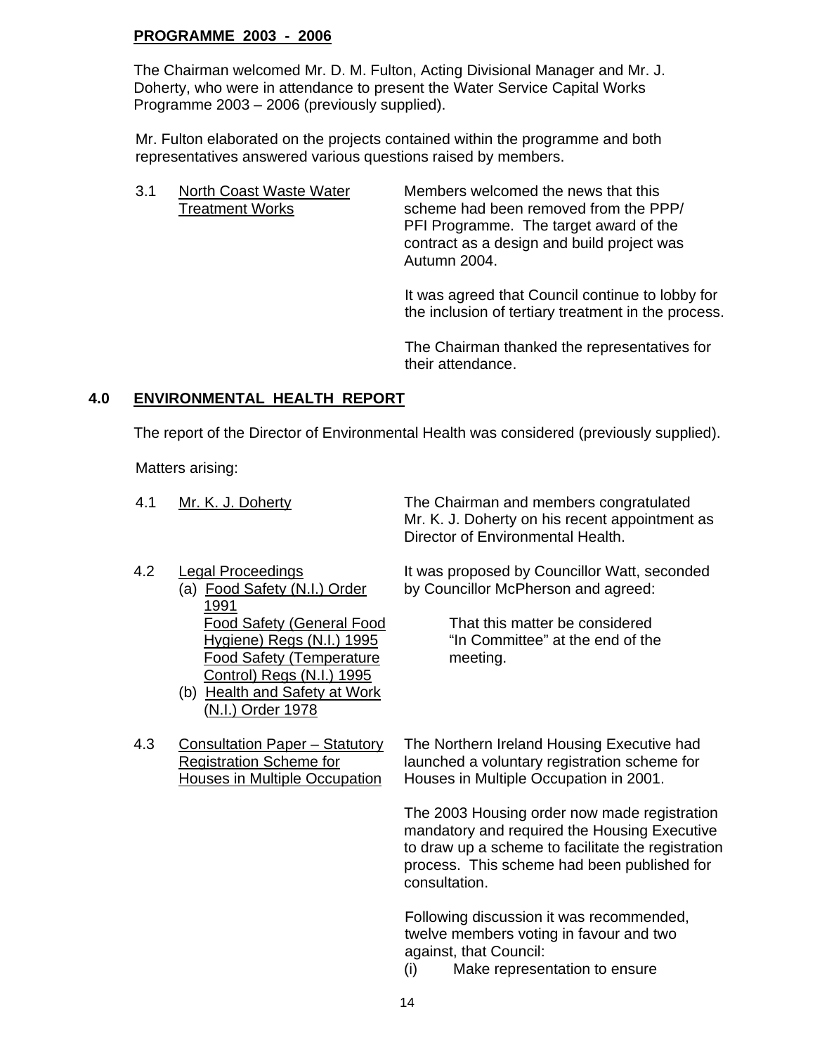**PROGRAMME 2003 - 2006**

The Chairman welcomed Mr. D. M. Fulton, Acting Divisional Manager and Mr. J. Doherty, who were in attendance to present the Water Service Capital Works Programme 2003 – 2006 (previously supplied).

Mr. Fulton elaborated on the projects contained within the programme and both representatives answered various questions raised by members.

3.1 North Coast Waste Water Treatment Works

Members welcomed the news that this scheme had been removed from the PPP/ PFI Programme. The target award of the contract as a design and build project was Autumn 2004.

It was agreed that Council continue to lobby for the inclusion of tertiary treatment in the process.

The Chairman thanked the representatives for their attendance.

## 4.0 ENVIRONMENTAL HEALTH REPORT

The report of the Director of Environmental Health was considered (previously supplied).

Matters arising:

4.1 Mr. K. J. Doherty

The Chairman and members congratulated Mr. K. J. Doherty on his recent appointment as Director of Environmental Health.

4.2 Legal Proceedings
(a) Food Safety (N.I.) Order 1991
Food Safety (General Food Hygiene) Regs (N.I.) 1995
Food Safety (Temperature Control) Regs (N.I.) 1995
(b) Health and Safety at Work (N.I.) Order 1978

It was proposed by Councillor Watt, seconded by Councillor McPherson and agreed:

> That this matter be considered "In Committee" at the end of the meeting.

4.3 Consultation Paper – Statutory Registration Scheme for Houses in Multiple Occupation

The Northern Ireland Housing Executive had launched a voluntary registration scheme for Houses in Multiple Occupation in 2001.

The 2003 Housing order now made registration mandatory and required the Housing Executive to draw up a scheme to facilitate the registration process. This scheme had been published for consultation.

Following discussion it was recommended, twelve members voting in favour and two against, that Council:

(i) Make representation to ensure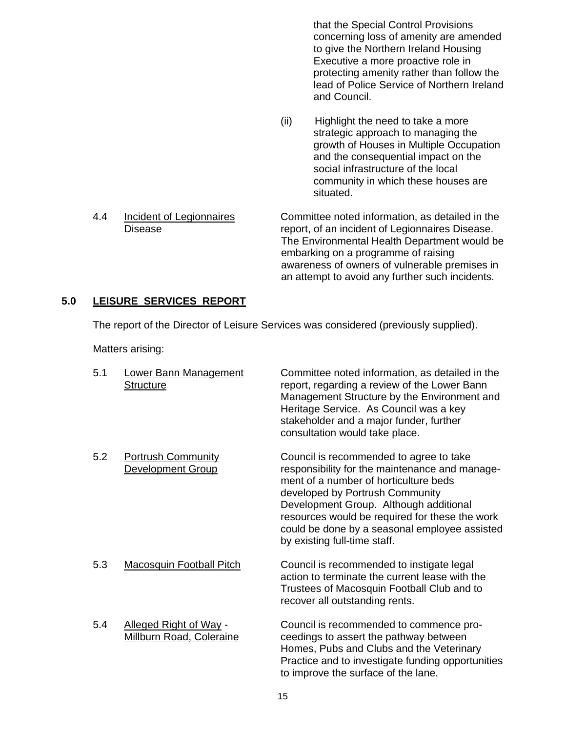that the Special Control Provisions concerning loss of amenity are amended to give the Northern Ireland Housing Executive a more proactive role in protecting amenity rather than follow the lead of Police Service of Northern Ireland and Council.

(ii) Highlight the need to take a more strategic approach to managing the growth of Houses in Multiple Occupation and the consequential impact on the social infrastructure of the local community in which these houses are situated.

4.4 Incident of Legionnaires Disease — Committee noted information, as detailed in the report, of an incident of Legionnaires Disease. The Environmental Health Department would be embarking on a programme of raising awareness of owners of vulnerable premises in an attempt to avoid any further such incidents.

## 5.0 LEISURE SERVICES REPORT

The report of the Director of Leisure Services was considered (previously supplied).

Matters arising:

5.1 Lower Bann Management Structure — Committee noted information, as detailed in the report, regarding a review of the Lower Bann Management Structure by the Environment and Heritage Service. As Council was a key stakeholder and a major funder, further consultation would take place.

5.2 Portrush Community Development Group — Council is recommended to agree to take responsibility for the maintenance and management of a number of horticulture beds developed by Portrush Community Development Group. Although additional resources would be required for these the work could be done by a seasonal employee assisted by existing full-time staff.

5.3 Macosquin Football Pitch — Council is recommended to instigate legal action to terminate the current lease with the Trustees of Macosquin Football Club and to recover all outstanding rents.

5.4 Alleged Right of Way - Millburn Road, Coleraine — Council is recommended to commence proceedings to assert the pathway between Homes, Pubs and Clubs and the Veterinary Practice and to investigate funding opportunities to improve the surface of the lane.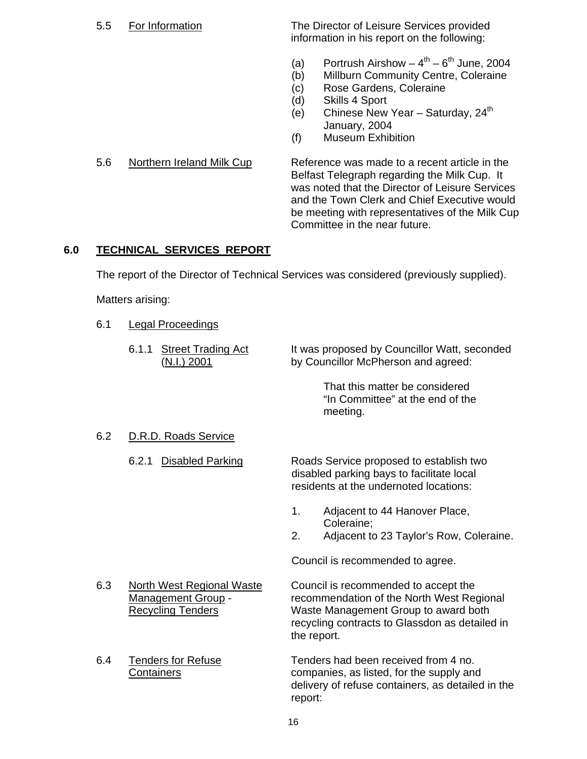5.5 For Information

The Director of Leisure Services provided information in his report on the following:

(a) Portrush Airshow – 4th – 6th June, 2004
(b) Millburn Community Centre, Coleraine
(c) Rose Gardens, Coleraine
(d) Skills 4 Sport
(e) Chinese New Year – Saturday, 24th January, 2004
(f) Museum Exhibition

5.6 Northern Ireland Milk Cup

Reference was made to a recent article in the Belfast Telegraph regarding the Milk Cup. It was noted that the Director of Leisure Services and the Town Clerk and Chief Executive would be meeting with representatives of the Milk Cup Committee in the near future.

## 6.0 TECHNICAL SERVICES REPORT

The report of the Director of Technical Services was considered (previously supplied).

Matters arising:

6.1 Legal Proceedings

6.1.1 Street Trading Act (N.I.) 2001

It was proposed by Councillor Watt, seconded by Councillor McPherson and agreed:

> That this matter be considered "In Committee" at the end of the meeting.

6.2 D.R.D. Roads Service

6.2.1 Disabled Parking

Roads Service proposed to establish two disabled parking bays to facilitate local residents at the undernoted locations:

1. Adjacent to 44 Hanover Place, Coleraine;
2. Adjacent to 23 Taylor's Row, Coleraine.

Council is recommended to agree.

6.3 North West Regional Waste Management Group - Recycling Tenders

Council is recommended to accept the recommendation of the North West Regional Waste Management Group to award both recycling contracts to Glassdon as detailed in the report.

6.4 Tenders for Refuse Containers

Tenders had been received from 4 no. companies, as listed, for the supply and delivery of refuse containers, as detailed in the report: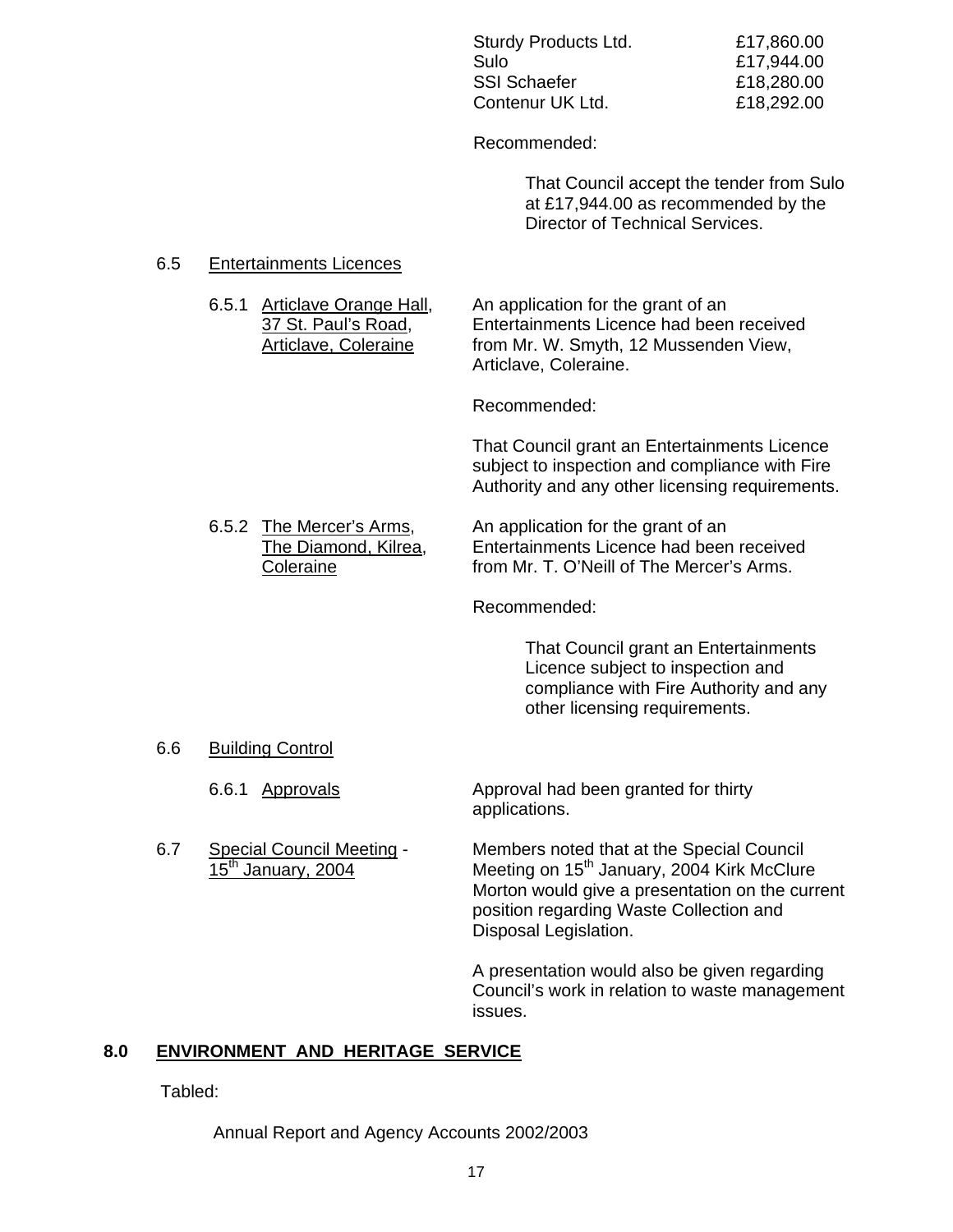| | |
|---|---|
| Sturdy Products Ltd. | £17,860.00 |
| Sulo | £17,944.00 |
| SSI Schaefer | £18,280.00 |
| Contenur UK Ltd. | £18,292.00 |

Recommended:

> That Council accept the tender from Sulo at £17,944.00 as recommended by the Director of Technical Services.

6.5 Entertainments Licences

6.5.1 Articlave Orange Hall, 37 St. Paul's Road, Articlave, Coleraine

An application for the grant of an Entertainments Licence had been received from Mr. W. Smyth, 12 Mussenden View, Articlave, Coleraine.

Recommended:

That Council grant an Entertainments Licence subject to inspection and compliance with Fire Authority and any other licensing requirements.

6.5.2 The Mercer's Arms, The Diamond, Kilrea, Coleraine

An application for the grant of an Entertainments Licence had been received from Mr. T. O'Neill of The Mercer's Arms.

Recommended:

> That Council grant an Entertainments Licence subject to inspection and compliance with Fire Authority and any other licensing requirements.

6.6 Building Control

6.6.1 Approvals

Approval had been granted for thirty applications.

6.7 Special Council Meeting - 15th January, 2004

Members noted that at the Special Council Meeting on 15th January, 2004 Kirk McClure Morton would give a presentation on the current position regarding Waste Collection and Disposal Legislation.

A presentation would also be given regarding Council's work in relation to waste management issues.

## 8.0 ENVIRONMENT AND HERITAGE SERVICE

Tabled:

Annual Report and Agency Accounts 2002/2003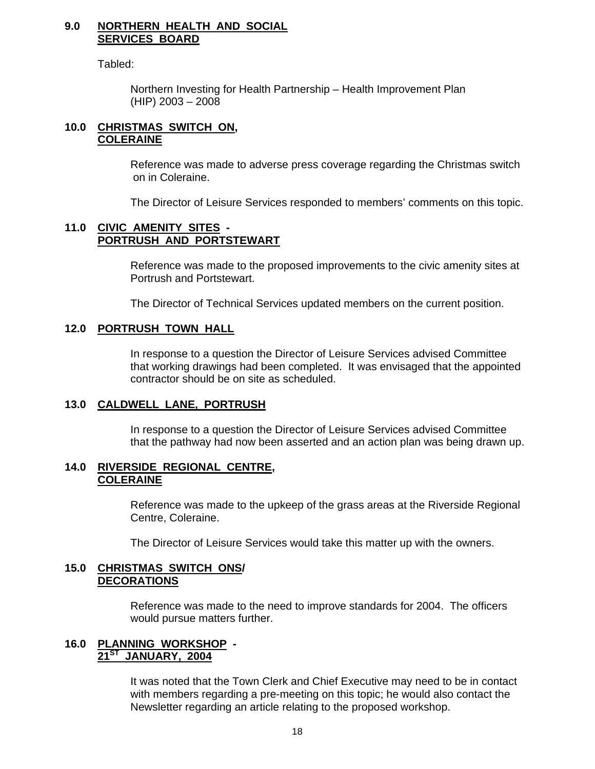## 9.0 NORTHERN HEALTH AND SOCIAL SERVICES BOARD

Tabled:

Northern Investing for Health Partnership – Health Improvement Plan (HIP) 2003 – 2008

## 10.0 CHRISTMAS SWITCH ON, COLERAINE

Reference was made to adverse press coverage regarding the Christmas switch on in Coleraine.

The Director of Leisure Services responded to members' comments on this topic.

## 11.0 CIVIC AMENITY SITES - PORTRUSH AND PORTSTEWART

Reference was made to the proposed improvements to the civic amenity sites at Portrush and Portstewart.

The Director of Technical Services updated members on the current position.

## 12.0 PORTRUSH TOWN HALL

In response to a question the Director of Leisure Services advised Committee that working drawings had been completed. It was envisaged that the appointed contractor should be on site as scheduled.

## 13.0 CALDWELL LANE, PORTRUSH

In response to a question the Director of Leisure Services advised Committee that the pathway had now been asserted and an action plan was being drawn up.

## 14.0 RIVERSIDE REGIONAL CENTRE, COLERAINE

Reference was made to the upkeep of the grass areas at the Riverside Regional Centre, Coleraine.

The Director of Leisure Services would take this matter up with the owners.

## 15.0 CHRISTMAS SWITCH ONS/ DECORATIONS

Reference was made to the need to improve standards for 2004. The officers would pursue matters further.

## 16.0 PLANNING WORKSHOP - 21ST JANUARY, 2004

It was noted that the Town Clerk and Chief Executive may need to be in contact with members regarding a pre-meeting on this topic; he would also contact the Newsletter regarding an article relating to the proposed workshop.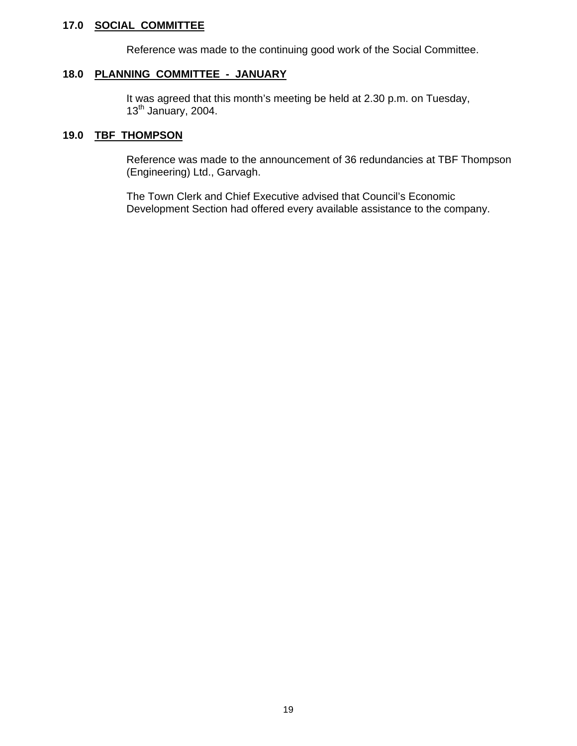**17.0 SOCIAL COMMITTEE**

Reference was made to the continuing good work of the Social Committee.

**18.0 PLANNING COMMITTEE - JANUARY**

It was agreed that this month's meeting be held at 2.30 p.m. on Tuesday, 13th January, 2004.

**19.0 TBF THOMPSON**

Reference was made to the announcement of 36 redundancies at TBF Thompson (Engineering) Ltd., Garvagh.

The Town Clerk and Chief Executive advised that Council's Economic Development Section had offered every available assistance to the company.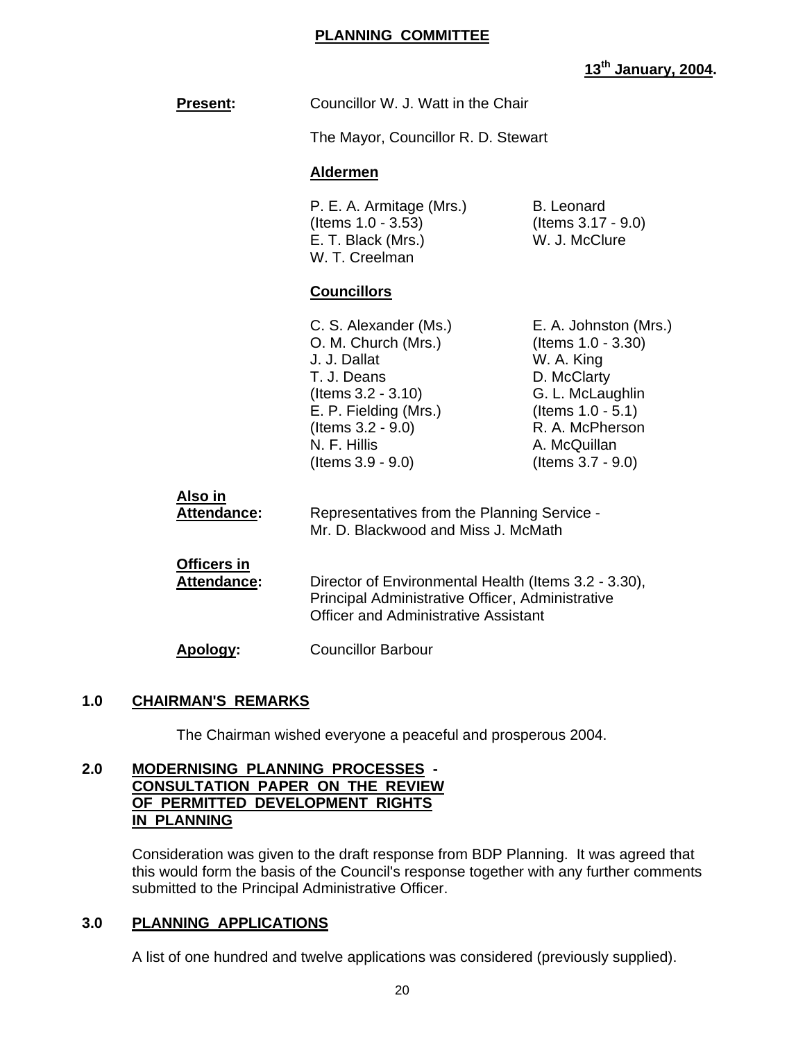**PLANNING COMMITTEE**

**13th January, 2004.**

**Present:** Councillor W. J. Watt in the Chair

The Mayor, Councillor R. D. Stewart

**Aldermen**

P. E. A. Armitage (Mrs.) (Items 1.0 - 3.53)
E. T. Black (Mrs.)
W. T. Creelman
B. Leonard (Items 3.17 - 9.0)
W. J. McClure

**Councillors**

C. S. Alexander (Ms.)
O. M. Church (Mrs.)
J. J. Dallat
T. J. Deans (Items 3.2 - 3.10)
E. P. Fielding (Mrs.) (Items 3.2 - 9.0)
N. F. Hillis (Items 3.9 - 9.0)
E. A. Johnston (Mrs.) (Items 1.0 - 3.30)
W. A. King
D. McClarty
G. L. McLaughlin (Items 1.0 - 5.1)
R. A. McPherson
A. McQuillan (Items 3.7 - 9.0)

**Also in Attendance:** Representatives from the Planning Service - Mr. D. Blackwood and Miss J. McMath

**Officers in Attendance:** Director of Environmental Health (Items 3.2 - 3.30), Principal Administrative Officer, Administrative Officer and Administrative Assistant

**Apology:** Councillor Barbour

## 1.0 CHAIRMAN'S REMARKS

The Chairman wished everyone a peaceful and prosperous 2004.

## 2.0 MODERNISING PLANNING PROCESSES - CONSULTATION PAPER ON THE REVIEW OF PERMITTED DEVELOPMENT RIGHTS IN PLANNING

Consideration was given to the draft response from BDP Planning. It was agreed that this would form the basis of the Council's response together with any further comments submitted to the Principal Administrative Officer.

## 3.0 PLANNING APPLICATIONS

A list of one hundred and twelve applications was considered (previously supplied).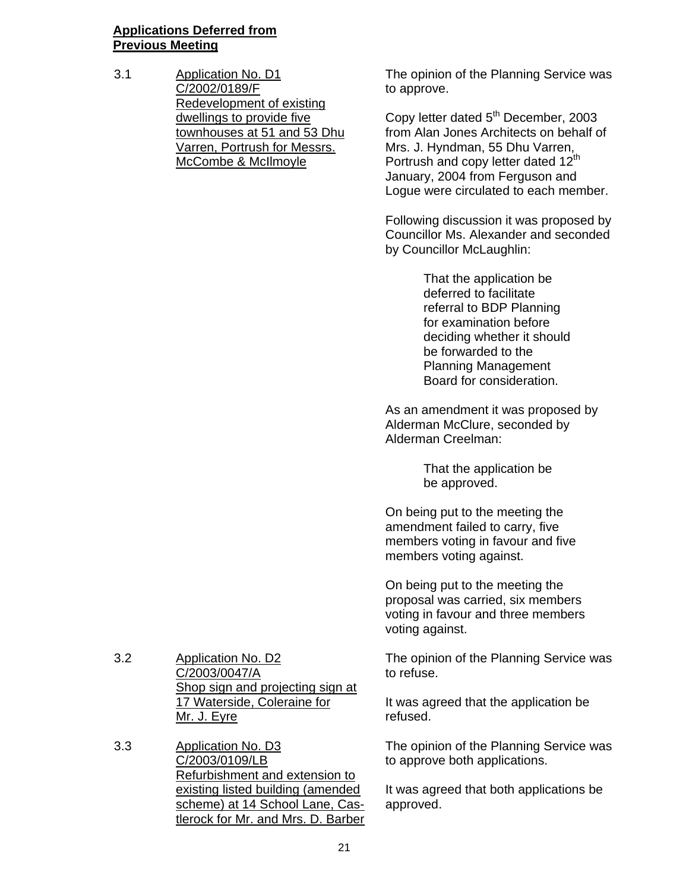**Applications Deferred from Previous Meeting**

3.1 Application No. D1
C/2002/0189/F
Redevelopment of existing dwellings to provide five townhouses at 51 and 53 Dhu Varren, Portrush for Messrs. McCombe & McIlmoyle

The opinion of the Planning Service was to approve.

Copy letter dated 5th December, 2003 from Alan Jones Architects on behalf of Mrs. J. Hyndman, 55 Dhu Varren, Portrush and copy letter dated 12th January, 2004 from Ferguson and Logue were circulated to each member.

Following discussion it was proposed by Councillor Ms. Alexander and seconded by Councillor McLaughlin:

> That the application be deferred to facilitate referral to BDP Planning for examination before deciding whether it should be forwarded to the Planning Management Board for consideration.

As an amendment it was proposed by Alderman McClure, seconded by Alderman Creelman:

> That the application be be approved.

On being put to the meeting the amendment failed to carry, five members voting in favour and five members voting against.

On being put to the meeting the proposal was carried, six members voting in favour and three members voting against.

3.2 Application No. D2
C/2003/0047/A
Shop sign and projecting sign at 17 Waterside, Coleraine for Mr. J. Eyre

The opinion of the Planning Service was to refuse.

It was agreed that the application be refused.

3.3 Application No. D3
C/2003/0109/LB
Refurbishment and extension to existing listed building (amended scheme) at 14 School Lane, Castlerock for Mr. and Mrs. D. Barber

The opinion of the Planning Service was to approve both applications.

It was agreed that both applications be approved.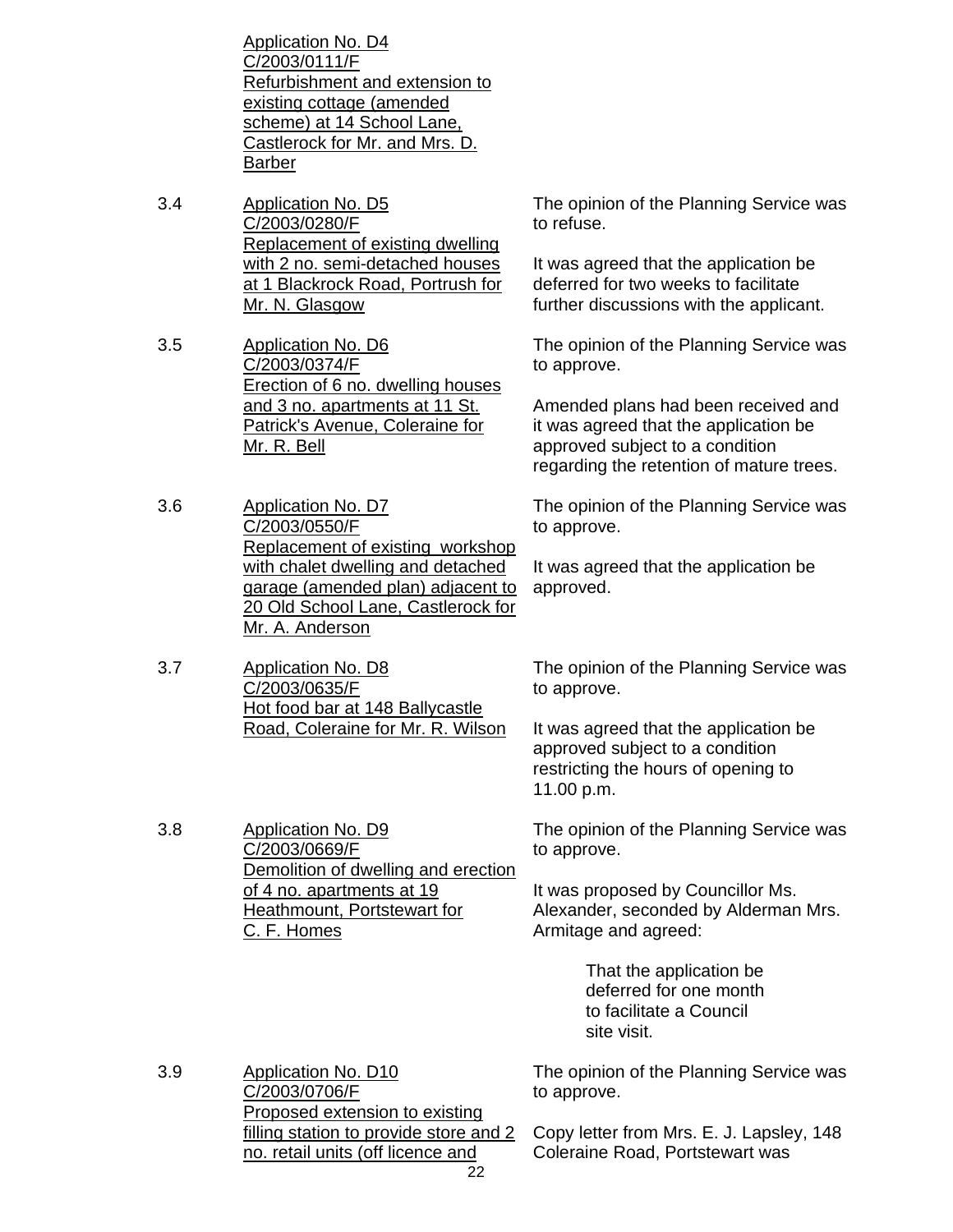Application No. D4
C/2003/0111/F
Refurbishment and extension to existing cottage (amended scheme) at 14 School Lane, Castlerock for Mr. and Mrs. D. Barber

3.4 Application No. D5
C/2003/0280/F
Replacement of existing dwelling with 2 no. semi-detached houses at 1 Blackrock Road, Portrush for Mr. N. Glasgow

The opinion of the Planning Service was to refuse.

It was agreed that the application be deferred for two weeks to facilitate further discussions with the applicant.

3.5 Application No. D6
C/2003/0374/F
Erection of 6 no. dwelling houses and 3 no. apartments at 11 St. Patrick's Avenue, Coleraine for Mr. R. Bell

The opinion of the Planning Service was to approve.

Amended plans had been received and it was agreed that the application be approved subject to a condition regarding the retention of mature trees.

3.6 Application No. D7
C/2003/0550/F
Replacement of existing workshop with chalet dwelling and detached garage (amended plan) adjacent to 20 Old School Lane, Castlerock for Mr. A. Anderson

The opinion of the Planning Service was to approve.

It was agreed that the application be approved.

3.7 Application No. D8
C/2003/0635/F
Hot food bar at 148 Ballycastle Road, Coleraine for Mr. R. Wilson

The opinion of the Planning Service was to approve.

It was agreed that the application be approved subject to a condition restricting the hours of opening to 11.00 p.m.

3.8 Application No. D9
C/2003/0669/F
Demolition of dwelling and erection of 4 no. apartments at 19 Heathmount, Portstewart for C. F. Homes

The opinion of the Planning Service was to approve.

It was proposed by Councillor Ms. Alexander, seconded by Alderman Mrs. Armitage and agreed:

> That the application be deferred for one month to facilitate a Council site visit.

3.9 Application No. D10
C/2003/0706/F
Proposed extension to existing filling station to provide store and 2 no. retail units (off licence and

The opinion of the Planning Service was to approve.

Copy letter from Mrs. E. J. Lapsley, 148 Coleraine Road, Portstewart was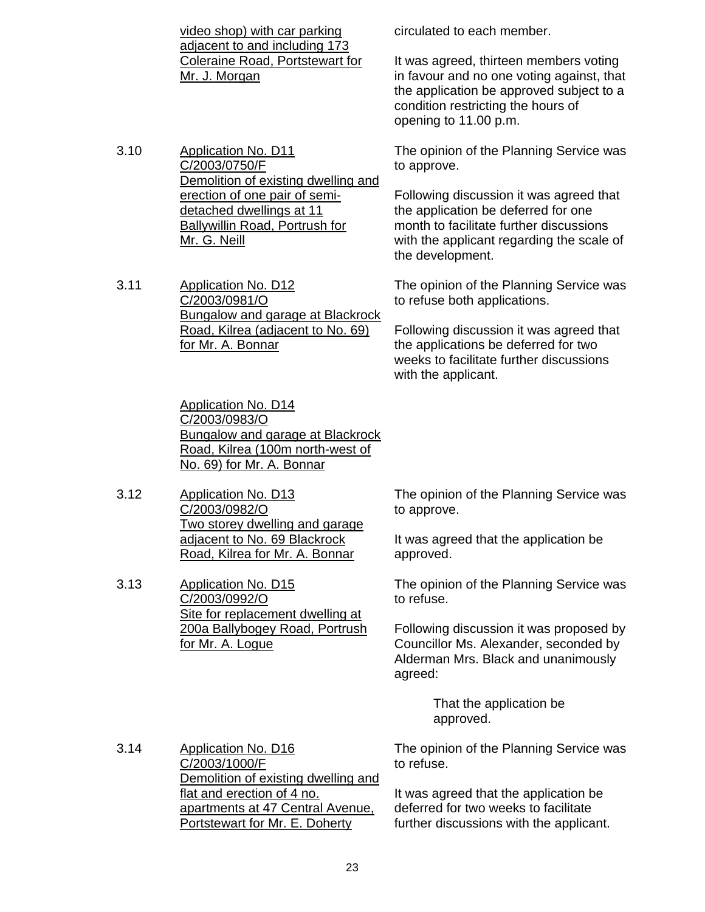| | | |
|---|---|---|
| | <u>video shop) with car parking adjacent to and including 173 Coleraine Road, Portstewart for Mr. J. Morgan</u> | circulated to each member.<br><br>It was agreed, thirteen members voting in favour and no one voting against, that the application be approved subject to a condition restricting the hours of opening to 11.00 p.m. |
| 3.10 | <u>Application No. D11 C/2003/0750/F Demolition of existing dwelling and erection of one pair of semi-detached dwellings at 11 Ballywillin Road, Portrush for Mr. G. Neill</u> | The opinion of the Planning Service was to approve.<br><br>Following discussion it was agreed that the application be deferred for one month to facilitate further discussions with the applicant regarding the scale of the development. |
| 3.11 | <u>Application No. D12 C/2003/0981/O Bungalow and garage at Blackrock Road, Kilrea (adjacent to No. 69) for Mr. A. Bonnar</u><br><br><u>Application No. D14 C/2003/0983/O Bungalow and garage at Blackrock Road, Kilrea (100m north-west of No. 69) for Mr. A. Bonnar</u> | The opinion of the Planning Service was to refuse both applications.<br><br>Following discussion it was agreed that the applications be deferred for two weeks to facilitate further discussions with the applicant. |
| 3.12 | <u>Application No. D13 C/2003/0982/O Two storey dwelling and garage adjacent to No. 69 Blackrock Road, Kilrea for Mr. A. Bonnar</u> | The opinion of the Planning Service was to approve.<br><br>It was agreed that the application be approved. |
| 3.13 | <u>Application No. D15 C/2003/0992/O Site for replacement dwelling at 200a Ballybogey Road, Portrush for Mr. A. Logue</u> | The opinion of the Planning Service was to refuse.<br><br>Following discussion it was proposed by Councillor Ms. Alexander, seconded by Alderman Mrs. Black and unanimously agreed:<br><br>That the application be approved. |
| 3.14 | <u>Application No. D16 C/2003/1000/F Demolition of existing dwelling and flat and erection of 4 no. apartments at 47 Central Avenue, Portstewart for Mr. E. Doherty</u> | The opinion of the Planning Service was to refuse.<br><br>It was agreed that the application be deferred for two weeks to facilitate further discussions with the applicant. |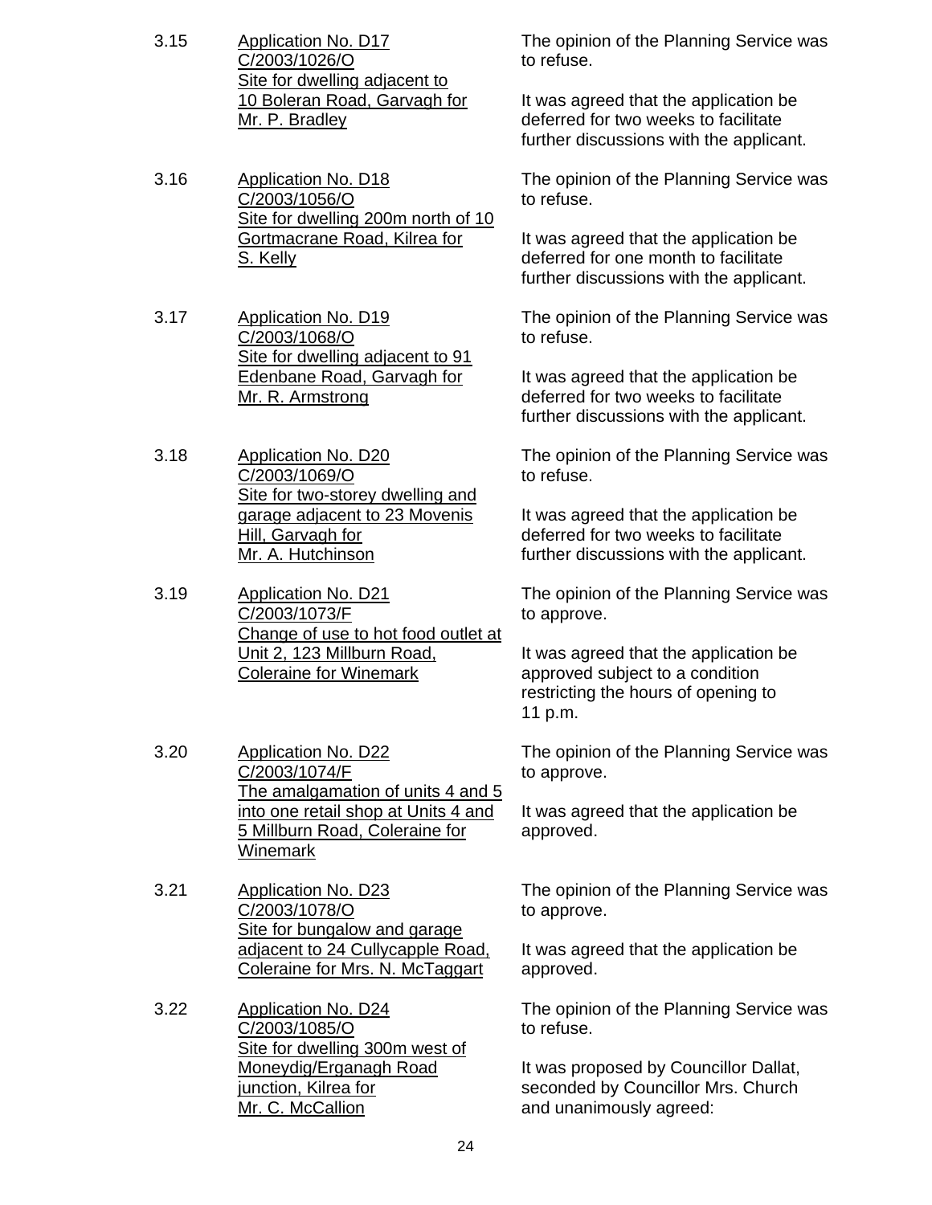3.15 **Application No. D17**
C/2003/1026/O
Site for dwelling adjacent to 10 Boleran Road, Garvagh for Mr. P. Bradley

The opinion of the Planning Service was to refuse.

It was agreed that the application be deferred for two weeks to facilitate further discussions with the applicant.

3.16 **Application No. D18**
C/2003/1056/O
Site for dwelling 200m north of 10 Gortmacrane Road, Kilrea for S. Kelly

The opinion of the Planning Service was to refuse.

It was agreed that the application be deferred for one month to facilitate further discussions with the applicant.

3.17 **Application No. D19**
C/2003/1068/O
Site for dwelling adjacent to 91 Edenbane Road, Garvagh for Mr. R. Armstrong

The opinion of the Planning Service was to refuse.

It was agreed that the application be deferred for two weeks to facilitate further discussions with the applicant.

3.18 **Application No. D20**
C/2003/1069/O
Site for two-storey dwelling and garage adjacent to 23 Movenis Hill, Garvagh for Mr. A. Hutchinson

The opinion of the Planning Service was to refuse.

It was agreed that the application be deferred for two weeks to facilitate further discussions with the applicant.

3.19 **Application No. D21**
C/2003/1073/F
Change of use to hot food outlet at Unit 2, 123 Millburn Road, Coleraine for Winemark

The opinion of the Planning Service was to approve.

It was agreed that the application be approved subject to a condition restricting the hours of opening to 11 p.m.

3.20 **Application No. D22**
C/2003/1074/F
The amalgamation of units 4 and 5 into one retail shop at Units 4 and 5 Millburn Road, Coleraine for Winemark

The opinion of the Planning Service was to approve.

It was agreed that the application be approved.

3.21 **Application No. D23**
C/2003/1078/O
Site for bungalow and garage adjacent to 24 Cullycapple Road, Coleraine for Mrs. N. McTaggart

The opinion of the Planning Service was to approve.

It was agreed that the application be approved.

3.22 **Application No. D24**
C/2003/1085/O
Site for dwelling 300m west of Moneydig/Erganagh Road junction, Kilrea for Mr. C. McCallion

The opinion of the Planning Service was to refuse.

It was proposed by Councillor Dallat, seconded by Councillor Mrs. Church and unanimously agreed: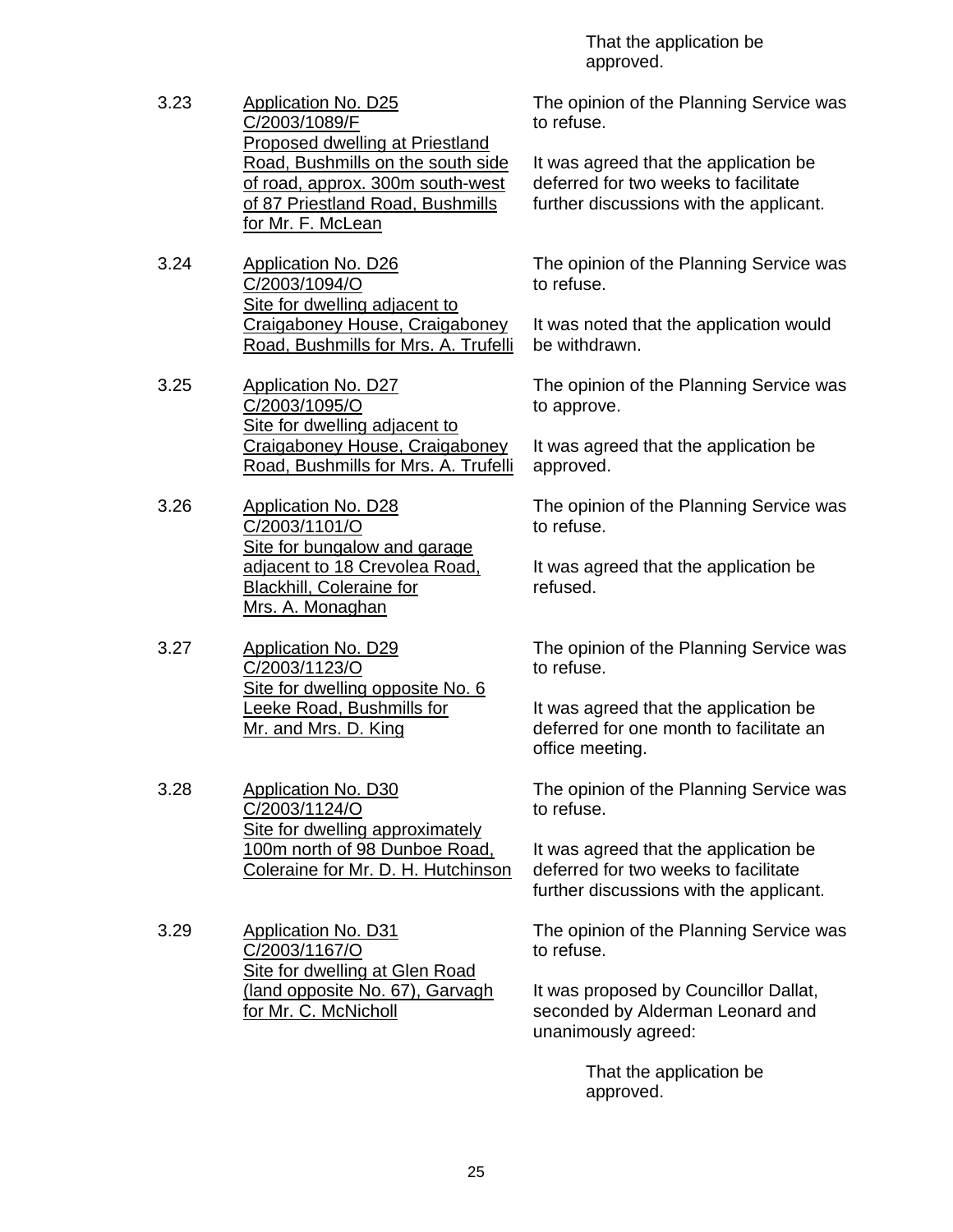That the application be approved.

| | | |
|---|---|---|
| 3.23 | Application No. D25<br>C/2003/1089/F<br>Proposed dwelling at Priestland Road, Bushmills on the south side of road, approx. 300m south-west of 87 Priestland Road, Bushmills for Mr. F. McLean | The opinion of the Planning Service was to refuse.<br><br>It was agreed that the application be deferred for two weeks to facilitate further discussions with the applicant. |
| 3.24 | Application No. D26<br>C/2003/1094/O<br>Site for dwelling adjacent to Craigaboney House, Craigaboney Road, Bushmills for Mrs. A. Trufelli | The opinion of the Planning Service was to refuse.<br><br>It was noted that the application would be withdrawn. |
| 3.25 | Application No. D27<br>C/2003/1095/O<br>Site for dwelling adjacent to Craigaboney House, Craigaboney Road, Bushmills for Mrs. A. Trufelli | The opinion of the Planning Service was to approve.<br><br>It was agreed that the application be approved. |
| 3.26 | Application No. D28<br>C/2003/1101/O<br>Site for bungalow and garage adjacent to 18 Crevolea Road, Blackhill, Coleraine for Mrs. A. Monaghan | The opinion of the Planning Service was to refuse.<br><br>It was agreed that the application be refused. |
| 3.27 | Application No. D29<br>C/2003/1123/O<br>Site for dwelling opposite No. 6 Leeke Road, Bushmills for Mr. and Mrs. D. King | The opinion of the Planning Service was to refuse.<br><br>It was agreed that the application be deferred for one month to facilitate an office meeting. |
| 3.28 | Application No. D30<br>C/2003/1124/O<br>Site for dwelling approximately 100m north of 98 Dunboe Road, Coleraine for Mr. D. H. Hutchinson | The opinion of the Planning Service was to refuse.<br><br>It was agreed that the application be deferred for two weeks to facilitate further discussions with the applicant. |
| 3.29 | Application No. D31<br>C/2003/1167/O<br>Site for dwelling at Glen Road (land opposite No. 67), Garvagh for Mr. C. McNicholl | The opinion of the Planning Service was to refuse.<br><br>It was proposed by Councillor Dallat, seconded by Alderman Leonard and unanimously agreed:<br><br>That the application be approved. |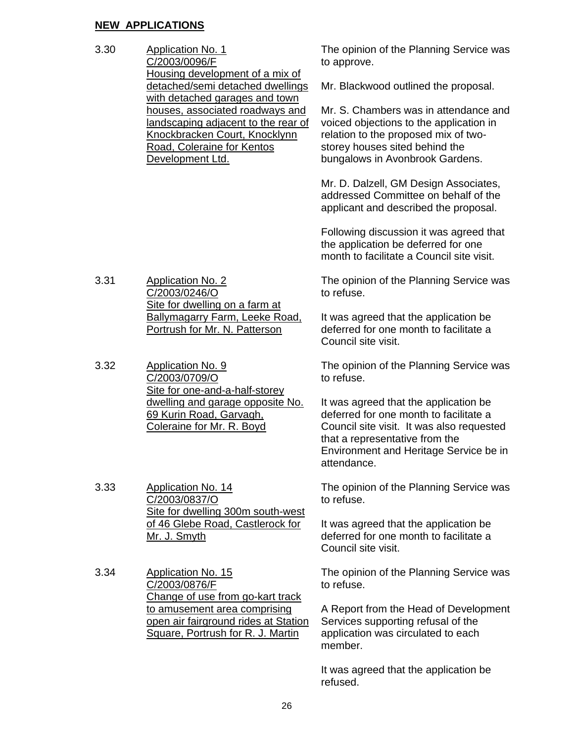**NEW APPLICATIONS**

3.30 Application No. 1
C/2003/0096/F
Housing development of a mix of detached/semi detached dwellings with detached garages and town houses, associated roadways and landscaping adjacent to the rear of Knockbracken Court, Knocklynn Road, Coleraine for Kentos Development Ltd.

The opinion of the Planning Service was to approve.

Mr. Blackwood outlined the proposal.

Mr. S. Chambers was in attendance and voiced objections to the application in relation to the proposed mix of two-storey houses sited behind the bungalows in Avonbrook Gardens.

Mr. D. Dalzell, GM Design Associates, addressed Committee on behalf of the applicant and described the proposal.

Following discussion it was agreed that the application be deferred for one month to facilitate a Council site visit.

3.31 Application No. 2
C/2003/0246/O
Site for dwelling on a farm at Ballymagarry Farm, Leeke Road, Portrush for Mr. N. Patterson

The opinion of the Planning Service was to refuse.

It was agreed that the application be deferred for one month to facilitate a Council site visit.

3.32 Application No. 9
C/2003/0709/O
Site for one-and-a-half-storey dwelling and garage opposite No. 69 Kurin Road, Garvagh, Coleraine for Mr. R. Boyd

The opinion of the Planning Service was to refuse.

It was agreed that the application be deferred for one month to facilitate a Council site visit. It was also requested that a representative from the Environment and Heritage Service be in attendance.

3.33 Application No. 14
C/2003/0837/O
Site for dwelling 300m south-west of 46 Glebe Road, Castlerock for Mr. J. Smyth

The opinion of the Planning Service was to refuse.

It was agreed that the application be deferred for one month to facilitate a Council site visit.

3.34 Application No. 15
C/2003/0876/F
Change of use from go-kart track to amusement area comprising open air fairground rides at Station Square, Portrush for R. J. Martin

The opinion of the Planning Service was to refuse.

A Report from the Head of Development Services supporting refusal of the application was circulated to each member.

It was agreed that the application be refused.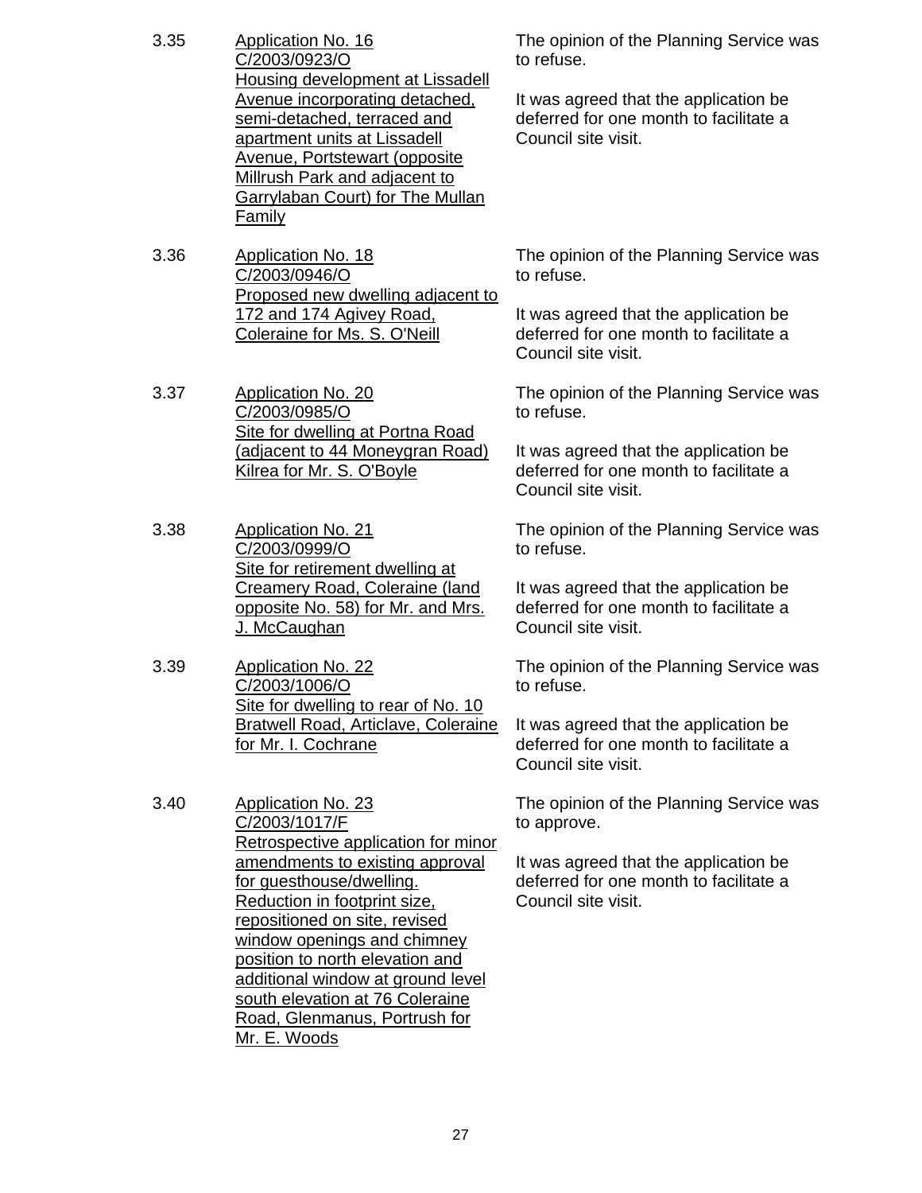| | | |
|---|---|---|
| 3.35 | Application No. 16<br>C/2003/0923/O<br>Housing development at Lissadell Avenue incorporating detached, semi-detached, terraced and apartment units at Lissadell Avenue, Portstewart (opposite Millrush Park and adjacent to Garrylaban Court) for The Mullan Family | The opinion of the Planning Service was to refuse.<br><br>It was agreed that the application be deferred for one month to facilitate a Council site visit. |
| 3.36 | Application No. 18<br>C/2003/0946/O<br>Proposed new dwelling adjacent to 172 and 174 Agivey Road, Coleraine for Ms. S. O'Neill | The opinion of the Planning Service was to refuse.<br><br>It was agreed that the application be deferred for one month to facilitate a Council site visit. |
| 3.37 | Application No. 20<br>C/2003/0985/O<br>Site for dwelling at Portna Road (adjacent to 44 Moneygran Road) Kilrea for Mr. S. O'Boyle | The opinion of the Planning Service was to refuse.<br><br>It was agreed that the application be deferred for one month to facilitate a Council site visit. |
| 3.38 | Application No. 21<br>C/2003/0999/O<br>Site for retirement dwelling at Creamery Road, Coleraine (land opposite No. 58) for Mr. and Mrs. J. McCaughan | The opinion of the Planning Service was to refuse.<br><br>It was agreed that the application be deferred for one month to facilitate a Council site visit. |
| 3.39 | Application No. 22<br>C/2003/1006/O<br>Site for dwelling to rear of No. 10 Bratwell Road, Articlave, Coleraine for Mr. I. Cochrane | The opinion of the Planning Service was to refuse.<br><br>It was agreed that the application be deferred for one month to facilitate a Council site visit. |
| 3.40 | Application No. 23<br>C/2003/1017/F<br>Retrospective application for minor amendments to existing approval for guesthouse/dwelling. Reduction in footprint size, repositioned on site, revised window openings and chimney position to north elevation and additional window at ground level south elevation at 76 Coleraine Road, Glenmanus, Portrush for Mr. E. Woods | The opinion of the Planning Service was to approve.<br><br>It was agreed that the application be deferred for one month to facilitate a Council site visit. |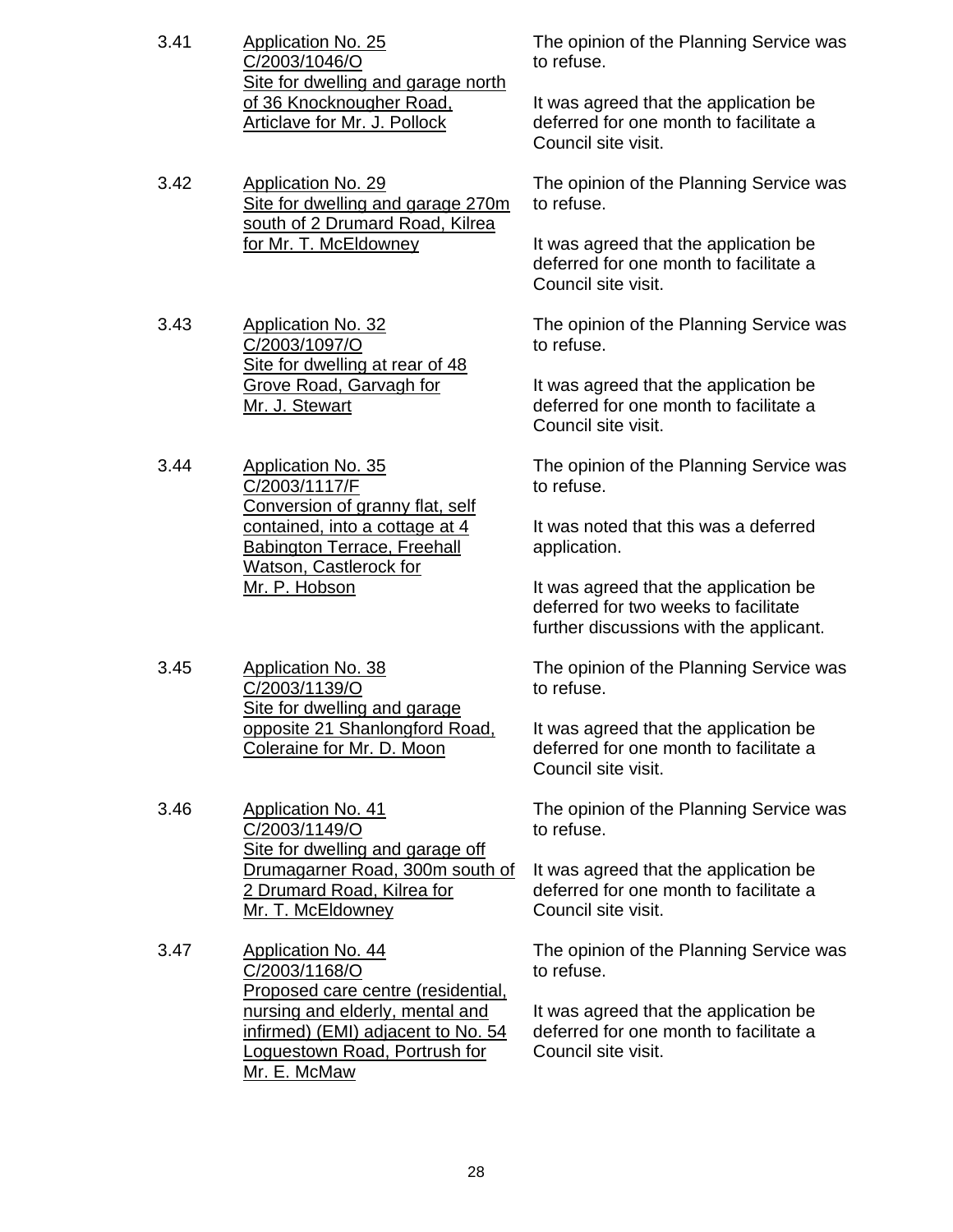3.41 <u>Application No. 25</u>
<u>C/2003/1046/O</u>
<u>Site for dwelling and garage north of 36 Knocknougher Road, Articlave for Mr. J. Pollock</u>

The opinion of the Planning Service was to refuse.

It was agreed that the application be deferred for one month to facilitate a Council site visit.

3.42 <u>Application No. 29</u>
<u>Site for dwelling and garage 270m south of 2 Drumard Road, Kilrea for Mr. T. McEldowney</u>

The opinion of the Planning Service was to refuse.

It was agreed that the application be deferred for one month to facilitate a Council site visit.

3.43 <u>Application No. 32</u>
<u>C/2003/1097/O</u>
<u>Site for dwelling at rear of 48 Grove Road, Garvagh for Mr. J. Stewart</u>

The opinion of the Planning Service was to refuse.

It was agreed that the application be deferred for one month to facilitate a Council site visit.

3.44 <u>Application No. 35</u>
<u>C/2003/1117/F</u>
<u>Conversion of granny flat, self contained, into a cottage at 4 Babington Terrace, Freehall Watson, Castlerock for Mr. P. Hobson</u>

The opinion of the Planning Service was to refuse.

It was noted that this was a deferred application.

It was agreed that the application be deferred for two weeks to facilitate further discussions with the applicant.

3.45 <u>Application No. 38</u>
<u>C/2003/1139/O</u>
<u>Site for dwelling and garage opposite 21 Shanlongford Road, Coleraine for Mr. D. Moon</u>

The opinion of the Planning Service was to refuse.

It was agreed that the application be deferred for one month to facilitate a Council site visit.

3.46 <u>Application No. 41</u>
<u>C/2003/1149/O</u>
<u>Site for dwelling and garage off Drumagarner Road, 300m south of 2 Drumard Road, Kilrea for Mr. T. McEldowney</u>

The opinion of the Planning Service was to refuse.

It was agreed that the application be deferred for one month to facilitate a Council site visit.

3.47 <u>Application No. 44</u>
<u>C/2003/1168/O</u>
<u>Proposed care centre (residential, nursing and elderly, mental and infirmed) (EMI) adjacent to No. 54 Loguestown Road, Portrush for Mr. E. McMaw</u>

The opinion of the Planning Service was to refuse.

It was agreed that the application be deferred for one month to facilitate a Council site visit.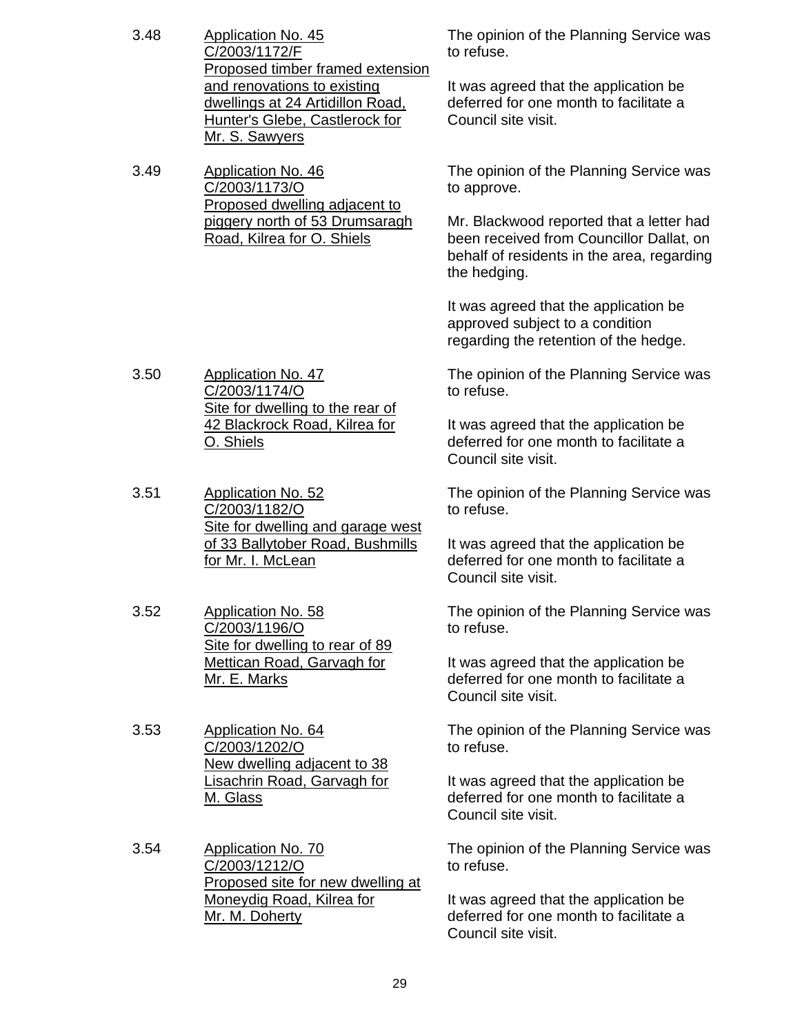3.48 <u>Application No. 45<br>C/2003/1172/F<br>Proposed timber framed extension and renovations to existing dwellings at 24 Artidillon Road, Hunter's Glebe, Castlerock for Mr. S. Sawyers</u>

The opinion of the Planning Service was to refuse.

It was agreed that the application be deferred for one month to facilitate a Council site visit.

3.49 <u>Application No. 46<br>C/2003/1173/O<br>Proposed dwelling adjacent to piggery north of 53 Drumsaragh Road, Kilrea for O. Shiels</u>

The opinion of the Planning Service was to approve.

Mr. Blackwood reported that a letter had been received from Councillor Dallat, on behalf of residents in the area, regarding the hedging.

It was agreed that the application be approved subject to a condition regarding the retention of the hedge.

3.50 <u>Application No. 47<br>C/2003/1174/O<br>Site for dwelling to the rear of 42 Blackrock Road, Kilrea for O. Shiels</u>

The opinion of the Planning Service was to refuse.

It was agreed that the application be deferred for one month to facilitate a Council site visit.

3.51 <u>Application No. 52<br>C/2003/1182/O<br>Site for dwelling and garage west of 33 Ballytober Road, Bushmills for Mr. I. McLean</u>

The opinion of the Planning Service was to refuse.

It was agreed that the application be deferred for one month to facilitate a Council site visit.

3.52 <u>Application No. 58<br>C/2003/1196/O<br>Site for dwelling to rear of 89 Mettican Road, Garvagh for Mr. E. Marks</u>

The opinion of the Planning Service was to refuse.

It was agreed that the application be deferred for one month to facilitate a Council site visit.

3.53 <u>Application No. 64<br>C/2003/1202/O<br>New dwelling adjacent to 38 Lisachrin Road, Garvagh for M. Glass</u>

The opinion of the Planning Service was to refuse.

It was agreed that the application be deferred for one month to facilitate a Council site visit.

3.54 <u>Application No. 70<br>C/2003/1212/O<br>Proposed site for new dwelling at Moneydig Road, Kilrea for Mr. M. Doherty</u>

The opinion of the Planning Service was to refuse.

It was agreed that the application be deferred for one month to facilitate a Council site visit.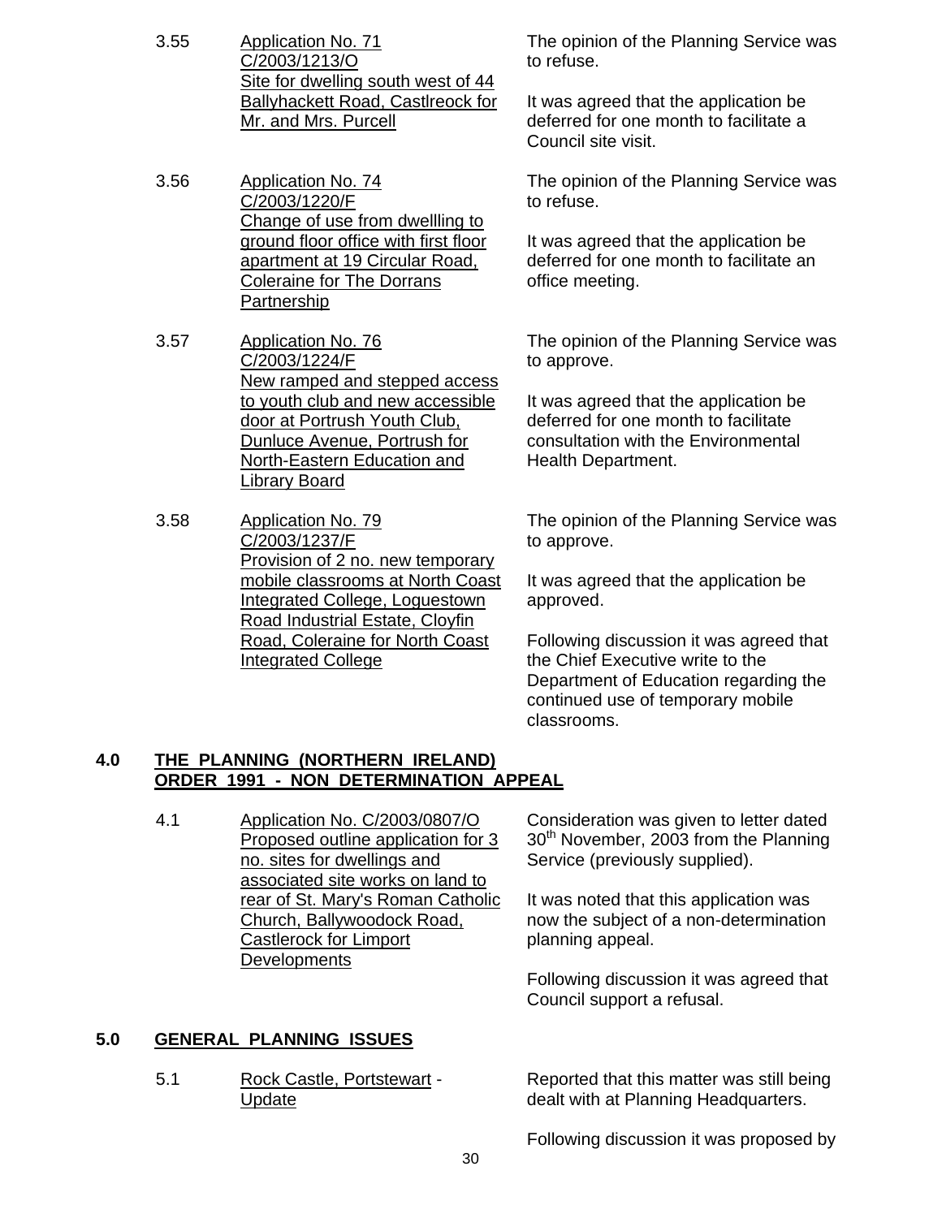3.55 Application No. 71
C/2003/1213/O
Site for dwelling south west of 44 Ballyhackett Road, Castlreock for Mr. and Mrs. Purcell

The opinion of the Planning Service was to refuse.

It was agreed that the application be deferred for one month to facilitate a Council site visit.

3.56 Application No. 74
C/2003/1220/F
Change of use from dwellling to ground floor office with first floor apartment at 19 Circular Road, Coleraine for The Dorrans Partnership

The opinion of the Planning Service was to refuse.

It was agreed that the application be deferred for one month to facilitate an office meeting.

3.57 Application No. 76
C/2003/1224/F
New ramped and stepped access to youth club and new accessible door at Portrush Youth Club, Dunluce Avenue, Portrush for North-Eastern Education and Library Board

The opinion of the Planning Service was to approve.

It was agreed that the application be deferred for one month to facilitate consultation with the Environmental Health Department.

3.58 Application No. 79
C/2003/1237/F
Provision of 2 no. new temporary mobile classrooms at North Coast Integrated College, Loguestown Road Industrial Estate, Cloyfin Road, Coleraine for North Coast Integrated College

The opinion of the Planning Service was to approve.

It was agreed that the application be approved.

Following discussion it was agreed that the Chief Executive write to the Department of Education regarding the continued use of temporary mobile classrooms.

## 4.0 THE PLANNING (NORTHERN IRELAND) ORDER 1991 - NON DETERMINATION APPEAL

4.1 Application No. C/2003/0807/O
Proposed outline application for 3 no. sites for dwellings and associated site works on land to rear of St. Mary's Roman Catholic Church, Ballywoodock Road, Castlerock for Limport Developments

Consideration was given to letter dated 30th November, 2003 from the Planning Service (previously supplied).

It was noted that this application was now the subject of a non-determination planning appeal.

Following discussion it was agreed that Council support a refusal.

## 5.0 GENERAL PLANNING ISSUES

5.1 Rock Castle, Portstewart - Update

Reported that this matter was still being dealt with at Planning Headquarters.

Following discussion it was proposed by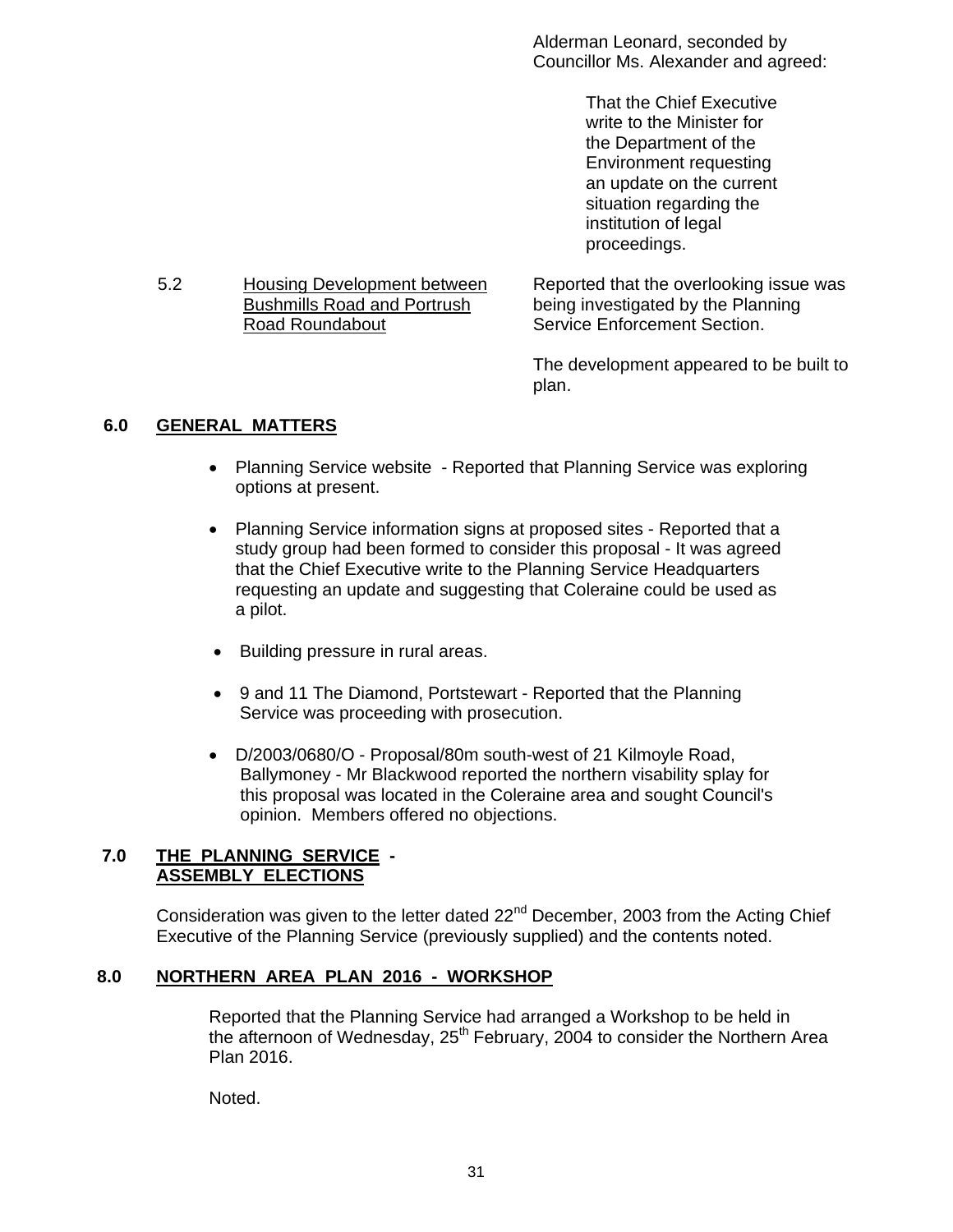Alderman Leonard, seconded by Councillor Ms. Alexander and agreed:

> That the Chief Executive write to the Minister for the Department of the Environment requesting an update on the current situation regarding the institution of legal proceedings.

5.2 Housing Development between Bushmills Road and Portrush Road Roundabout

Reported that the overlooking issue was being investigated by the Planning Service Enforcement Section.

The development appeared to be built to plan.

## 6.0 GENERAL MATTERS

- Planning Service website - Reported that Planning Service was exploring options at present.
- Planning Service information signs at proposed sites - Reported that a study group had been formed to consider this proposal - It was agreed that the Chief Executive write to the Planning Service Headquarters requesting an update and suggesting that Coleraine could be used as a pilot.
- Building pressure in rural areas.
- 9 and 11 The Diamond, Portstewart - Reported that the Planning Service was proceeding with prosecution.
- D/2003/0680/O - Proposal/80m south-west of 21 Kilmoyle Road, Ballymoney - Mr Blackwood reported the northern visability splay for this proposal was located in the Coleraine area and sought Council's opinion. Members offered no objections.

## 7.0 THE PLANNING SERVICE - ASSEMBLY ELECTIONS

Consideration was given to the letter dated 22nd December, 2003 from the Acting Chief Executive of the Planning Service (previously supplied) and the contents noted.

## 8.0 NORTHERN AREA PLAN 2016 - WORKSHOP

Reported that the Planning Service had arranged a Workshop to be held in the afternoon of Wednesday, 25th February, 2004 to consider the Northern Area Plan 2016.

Noted.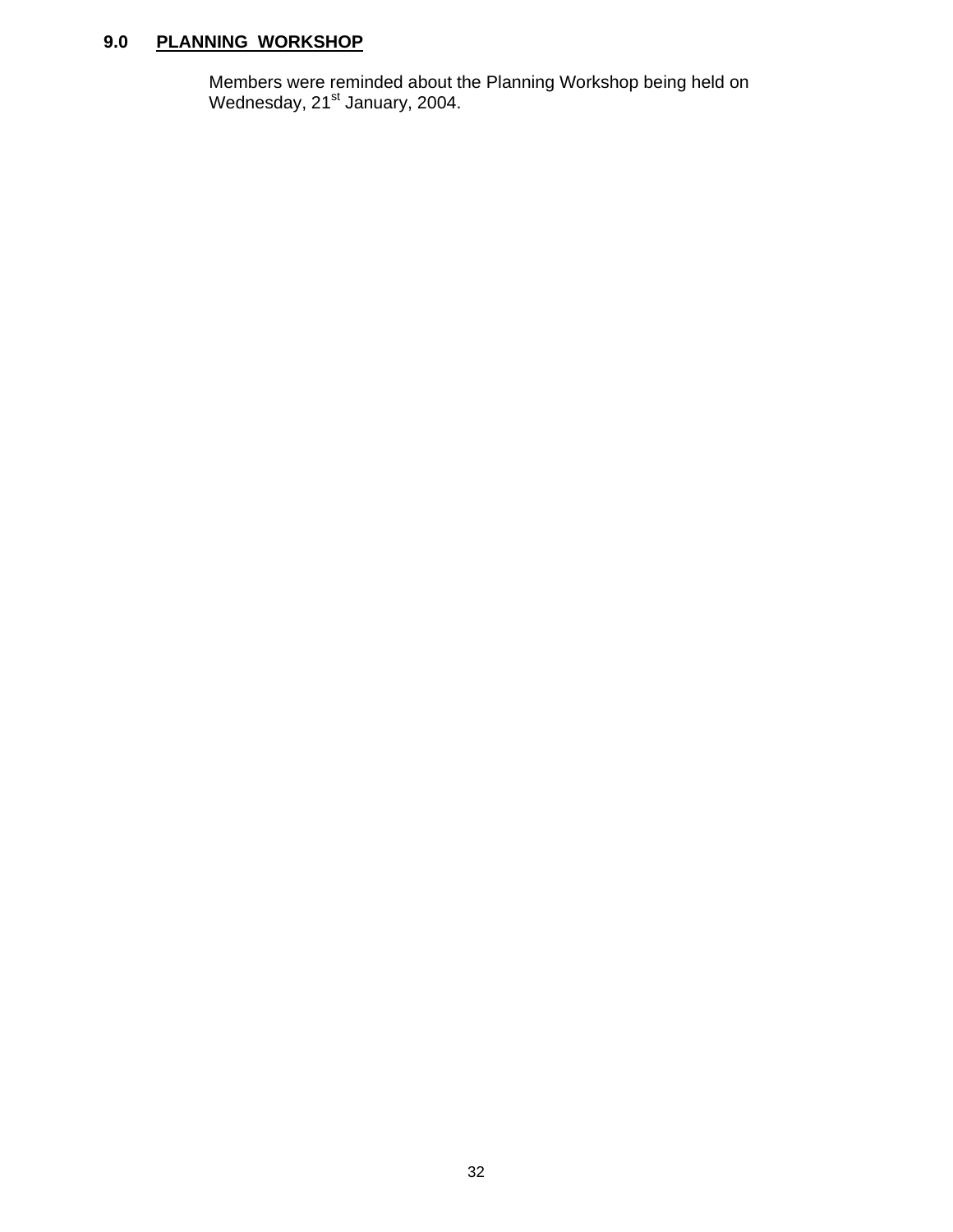## 9.0 PLANNING WORKSHOP

Members were reminded about the Planning Workshop being held on Wednesday, 21st January, 2004.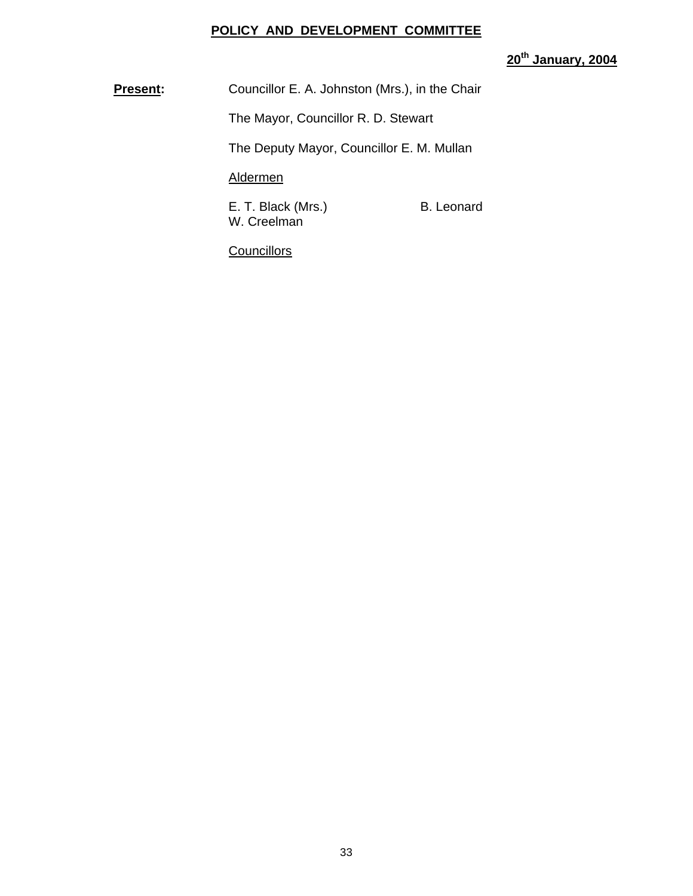**POLICY AND DEVELOPMENT COMMITTEE**

**20th January, 2004**

**Present:** Councillor E. A. Johnston (Mrs.), in the Chair

The Mayor, Councillor R. D. Stewart

The Deputy Mayor, Councillor E. M. Mullan

Aldermen

E. T. Black (Mrs.)
B. Leonard
W. Creelman

Councillors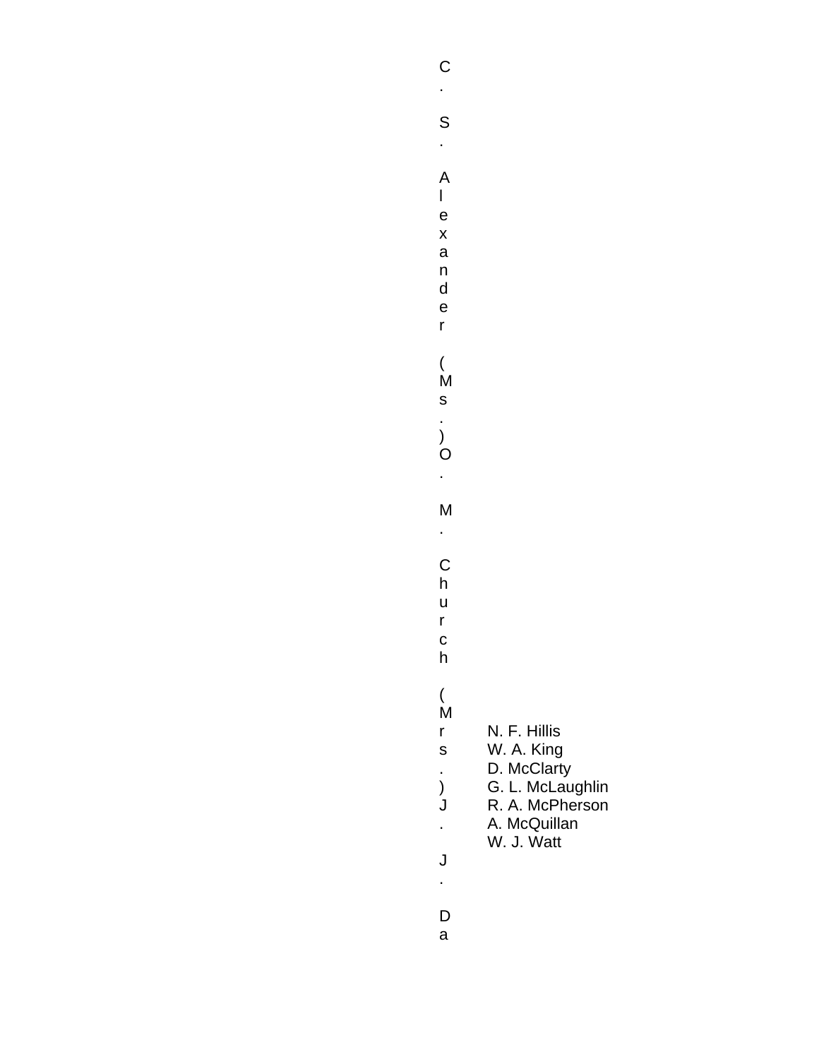C. S. Alexander (Ms.) O. M. Church (Mrs.) J. J. Da

N. F. Hillis
W. A. King
D. McClarty
G. L. McLaughlin
R. A. McPherson
A. McQuillan
W. J. Watt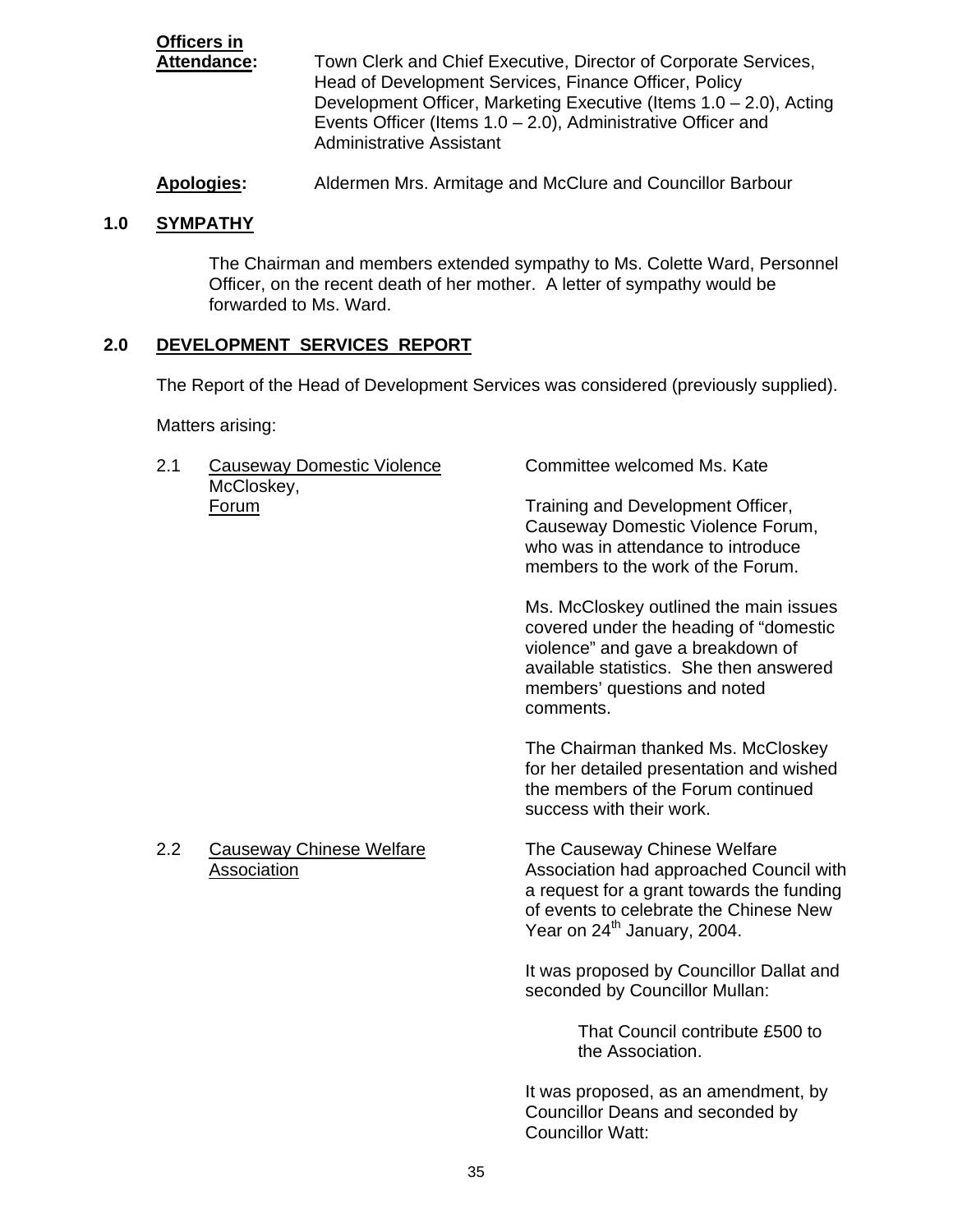**Officers in Attendance:** Town Clerk and Chief Executive, Director of Corporate Services, Head of Development Services, Finance Officer, Policy Development Officer, Marketing Executive (Items 1.0 – 2.0), Acting Events Officer (Items 1.0 – 2.0), Administrative Officer and Administrative Assistant

**Apologies:** Aldermen Mrs. Armitage and McClure and Councillor Barbour

## 1.0 SYMPATHY

The Chairman and members extended sympathy to Ms. Colette Ward, Personnel Officer, on the recent death of her mother. A letter of sympathy would be forwarded to Ms. Ward.

## 2.0 DEVELOPMENT SERVICES REPORT

The Report of the Head of Development Services was considered (previously supplied).

Matters arising:

### 2.1 Causeway Domestic Violence Forum

Committee welcomed Ms. Kate McCloskey, Training and Development Officer, Causeway Domestic Violence Forum, who was in attendance to introduce members to the work of the Forum.

Ms. McCloskey outlined the main issues covered under the heading of "domestic violence" and gave a breakdown of available statistics. She then answered members' questions and noted comments.

The Chairman thanked Ms. McCloskey for her detailed presentation and wished the members of the Forum continued success with their work.

### 2.2 Causeway Chinese Welfare Association

The Causeway Chinese Welfare Association had approached Council with a request for a grant towards the funding of events to celebrate the Chinese New Year on 24th January, 2004.

It was proposed by Councillor Dallat and seconded by Councillor Mullan:

> That Council contribute £500 to the Association.

It was proposed, as an amendment, by Councillor Deans and seconded by Councillor Watt: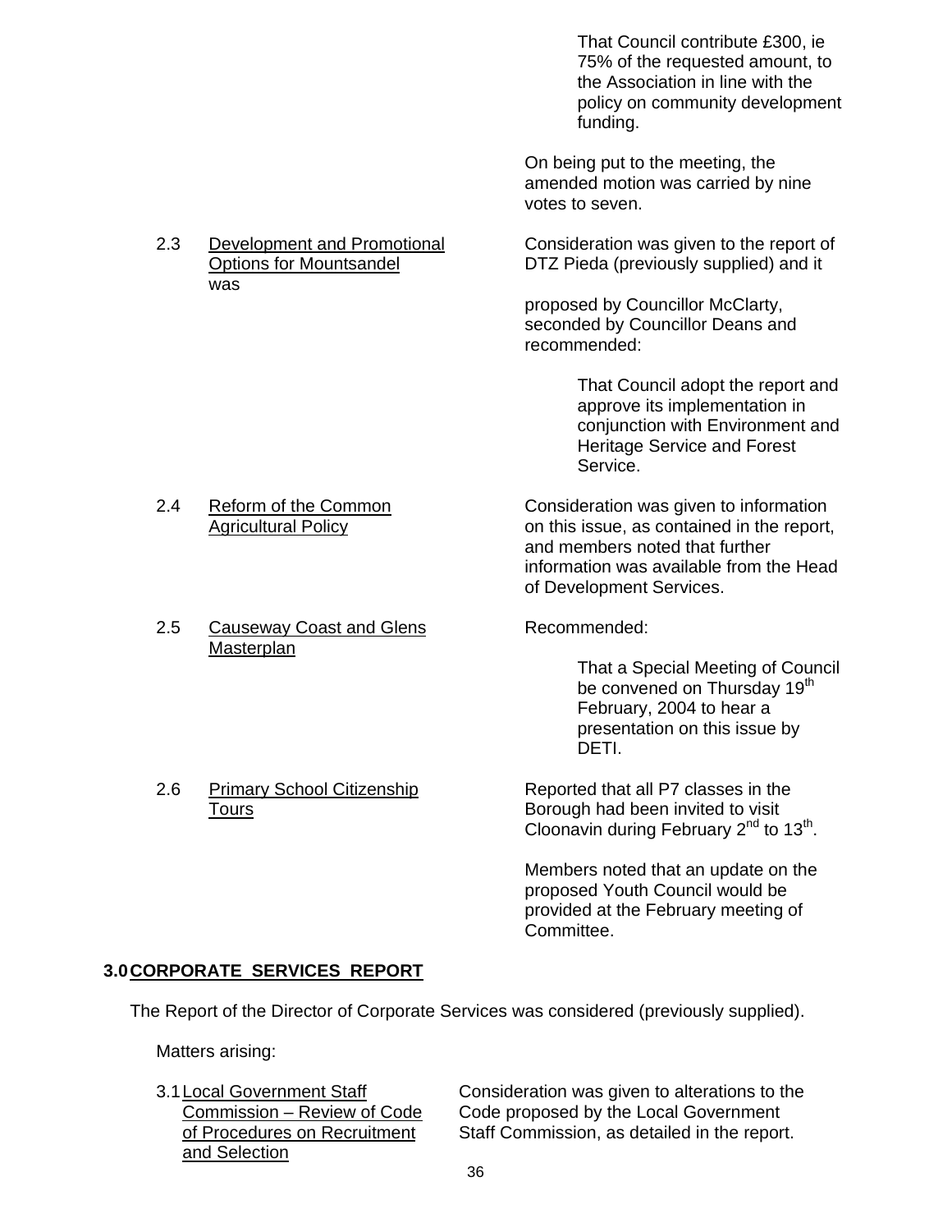> That Council contribute £300, ie 75% of the requested amount, to the Association in line with the policy on community development funding.

On being put to the meeting, the amended motion was carried by nine votes to seven.

2.3 Development and Promotional Options for Mountsandel

Consideration was given to the report of DTZ Pieda (previously supplied) and it was

proposed by Councillor McClarty, seconded by Councillor Deans and recommended:

> That Council adopt the report and approve its implementation in conjunction with Environment and Heritage Service and Forest Service.

2.4 Reform of the Common Agricultural Policy

Consideration was given to information on this issue, as contained in the report, and members noted that further information was available from the Head of Development Services.

2.5 Causeway Coast and Glens Masterplan

Recommended:

> That a Special Meeting of Council be convened on Thursday 19th February, 2004 to hear a presentation on this issue by DETI.

2.6 Primary School Citizenship Tours

Reported that all P7 classes in the Borough had been invited to visit Cloonavin during February 2nd to 13th.

Members noted that an update on the proposed Youth Council would be provided at the February meeting of Committee.

## 3.0 CORPORATE SERVICES REPORT

The Report of the Director of Corporate Services was considered (previously supplied).

Matters arising:

3.1 Local Government Staff Commission – Review of Code of Procedures on Recruitment and Selection

Consideration was given to alterations to the Code proposed by the Local Government Staff Commission, as detailed in the report.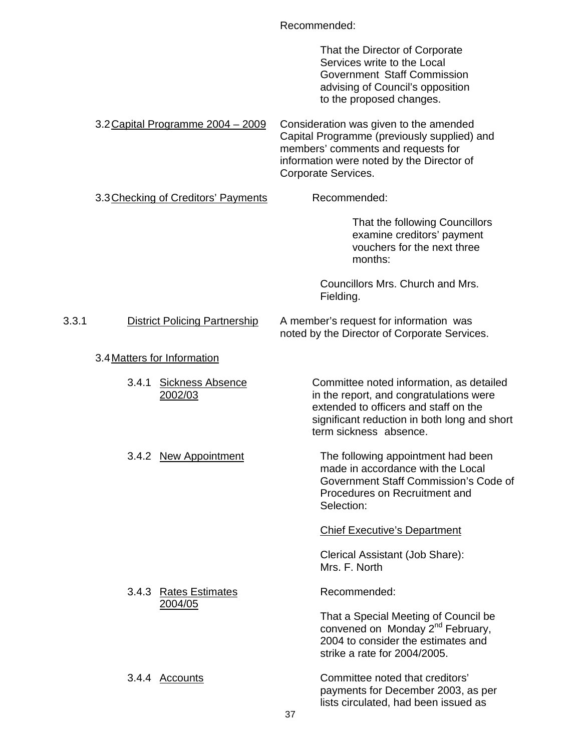Recommended:

That the Director of Corporate Services write to the Local Government Staff Commission advising of Council's opposition to the proposed changes.

3.2 Capital Programme 2004 – 2009

Consideration was given to the amended Capital Programme (previously supplied) and members' comments and requests for information were noted by the Director of Corporate Services.

3.3 Checking of Creditors' Payments

Recommended:

That the following Councillors examine creditors' payment vouchers for the next three months:

Councillors Mrs. Church and Mrs. Fielding.

3.3.1 District Policing Partnership

A member's request for information was noted by the Director of Corporate Services.

3.4 Matters for Information

3.4.1 Sickness Absence 2002/03

Committee noted information, as detailed in the report, and congratulations were extended to officers and staff on the significant reduction in both long and short term sickness absence.

3.4.2 New Appointment

The following appointment had been made in accordance with the Local Government Staff Commission's Code of Procedures on Recruitment and Selection:

Chief Executive's Department

Clerical Assistant (Job Share): Mrs. F. North

3.4.3 Rates Estimates 2004/05

Recommended:

That a Special Meeting of Council be convened on Monday 2nd February, 2004 to consider the estimates and strike a rate for 2004/2005.

3.4.4 Accounts

Committee noted that creditors' payments for December 2003, as per lists circulated, had been issued as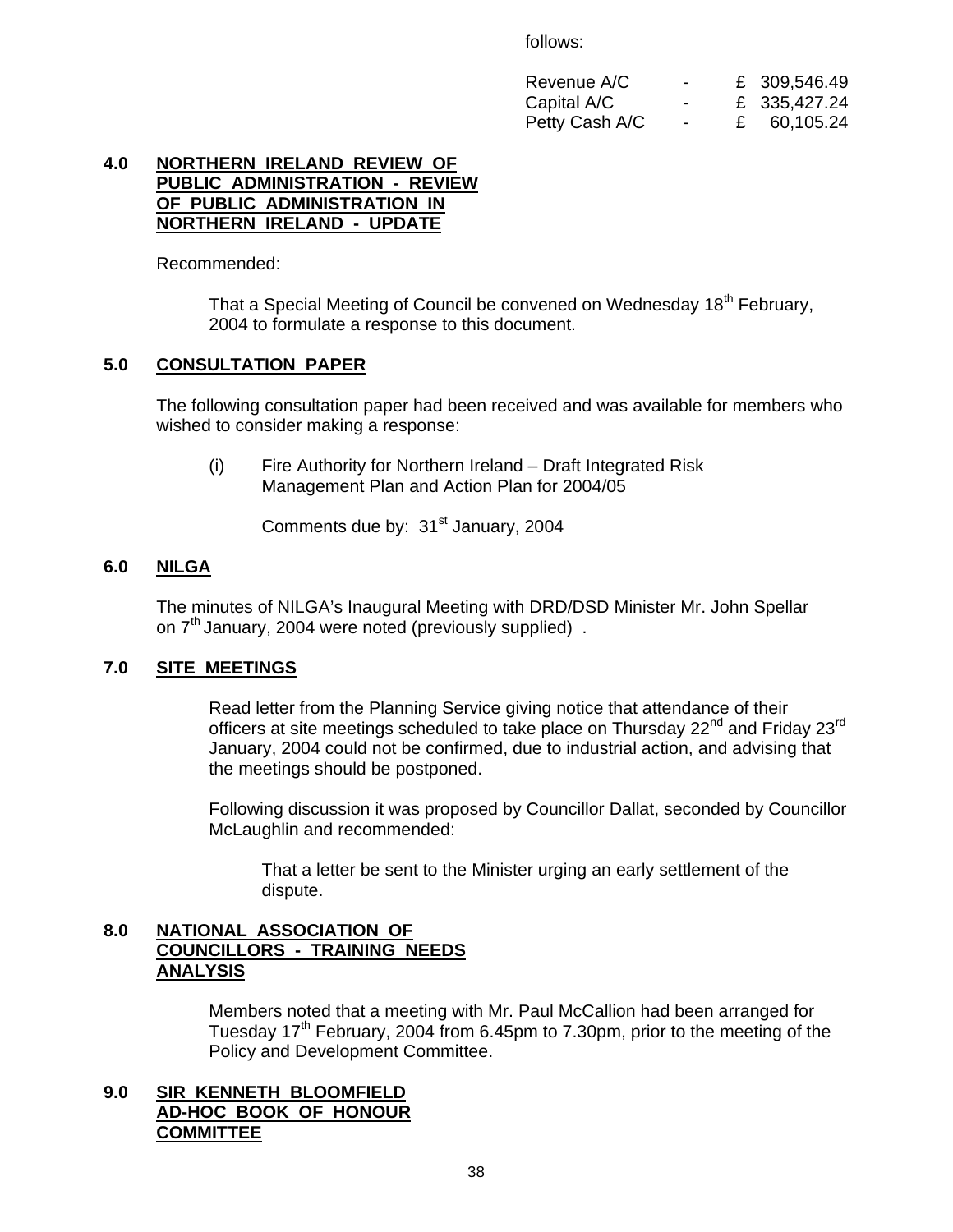follows:

| | | |
|---|---|---|
| Revenue A/C | - | £ 309,546.49 |
| Capital A/C | - | £ 335,427.24 |
| Petty Cash A/C | - | £ 60,105.24 |

**4.0 NORTHERN IRELAND REVIEW OF PUBLIC ADMINISTRATION - REVIEW OF PUBLIC ADMINISTRATION IN NORTHERN IRELAND - UPDATE**

Recommended:

> That a Special Meeting of Council be convened on Wednesday 18th February, 2004 to formulate a response to this document.

**5.0 CONSULTATION PAPER**

The following consultation paper had been received and was available for members who wished to consider making a response:

(i) Fire Authority for Northern Ireland – Draft Integrated Risk Management Plan and Action Plan for 2004/05

Comments due by: 31st January, 2004

**6.0 NILGA**

The minutes of NILGA's Inaugural Meeting with DRD/DSD Minister Mr. John Spellar on 7th January, 2004 were noted (previously supplied) .

**7.0 SITE MEETINGS**

Read letter from the Planning Service giving notice that attendance of their officers at site meetings scheduled to take place on Thursday 22nd and Friday 23rd January, 2004 could not be confirmed, due to industrial action, and advising that the meetings should be postponed.

Following discussion it was proposed by Councillor Dallat, seconded by Councillor McLaughlin and recommended:

> That a letter be sent to the Minister urging an early settlement of the dispute.

**8.0 NATIONAL ASSOCIATION OF COUNCILLORS - TRAINING NEEDS ANALYSIS**

Members noted that a meeting with Mr. Paul McCallion had been arranged for Tuesday 17th February, 2004 from 6.45pm to 7.30pm, prior to the meeting of the Policy and Development Committee.

**9.0 SIR KENNETH BLOOMFIELD AD-HOC BOOK OF HONOUR COMMITTEE**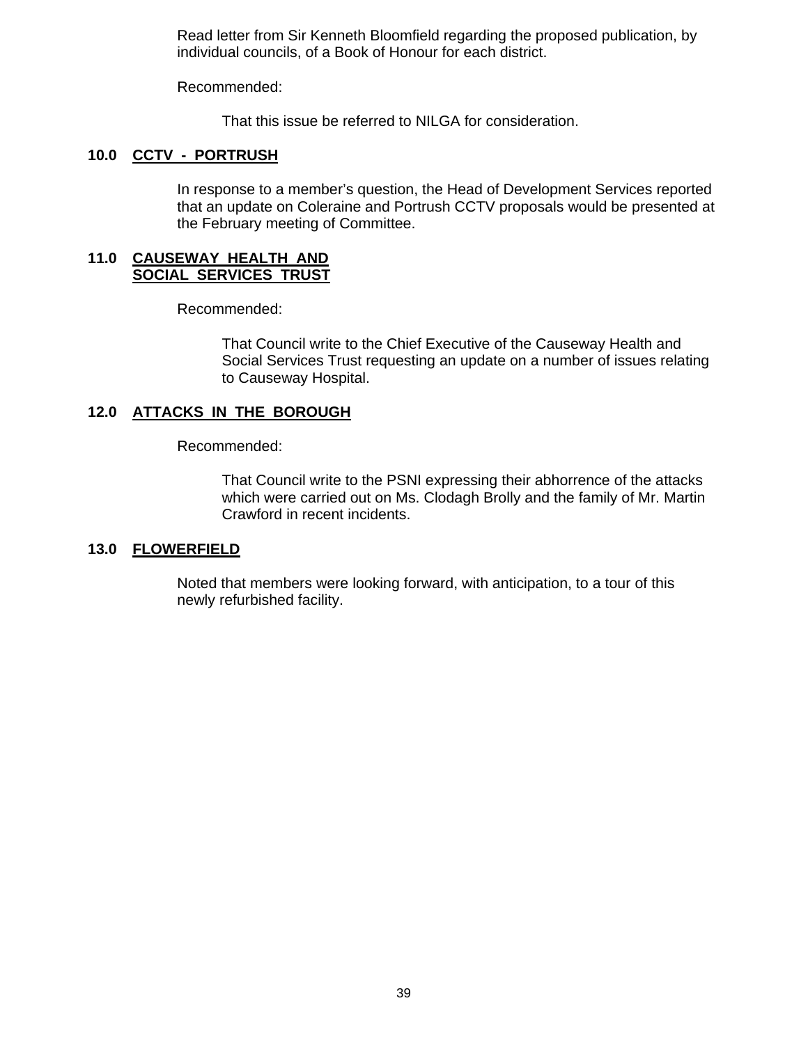Read letter from Sir Kenneth Bloomfield regarding the proposed publication, by individual councils, of a Book of Honour for each district.

Recommended:

> That this issue be referred to NILGA for consideration.

### 10.0 CCTV - PORTRUSH

In response to a member's question, the Head of Development Services reported that an update on Coleraine and Portrush CCTV proposals would be presented at the February meeting of Committee.

### 11.0 CAUSEWAY HEALTH AND SOCIAL SERVICES TRUST

Recommended:

> That Council write to the Chief Executive of the Causeway Health and Social Services Trust requesting an update on a number of issues relating to Causeway Hospital.

### 12.0 ATTACKS IN THE BOROUGH

Recommended:

> That Council write to the PSNI expressing their abhorrence of the attacks which were carried out on Ms. Clodagh Brolly and the family of Mr. Martin Crawford in recent incidents.

### 13.0 FLOWERFIELD

Noted that members were looking forward, with anticipation, to a tour of this newly refurbished facility.